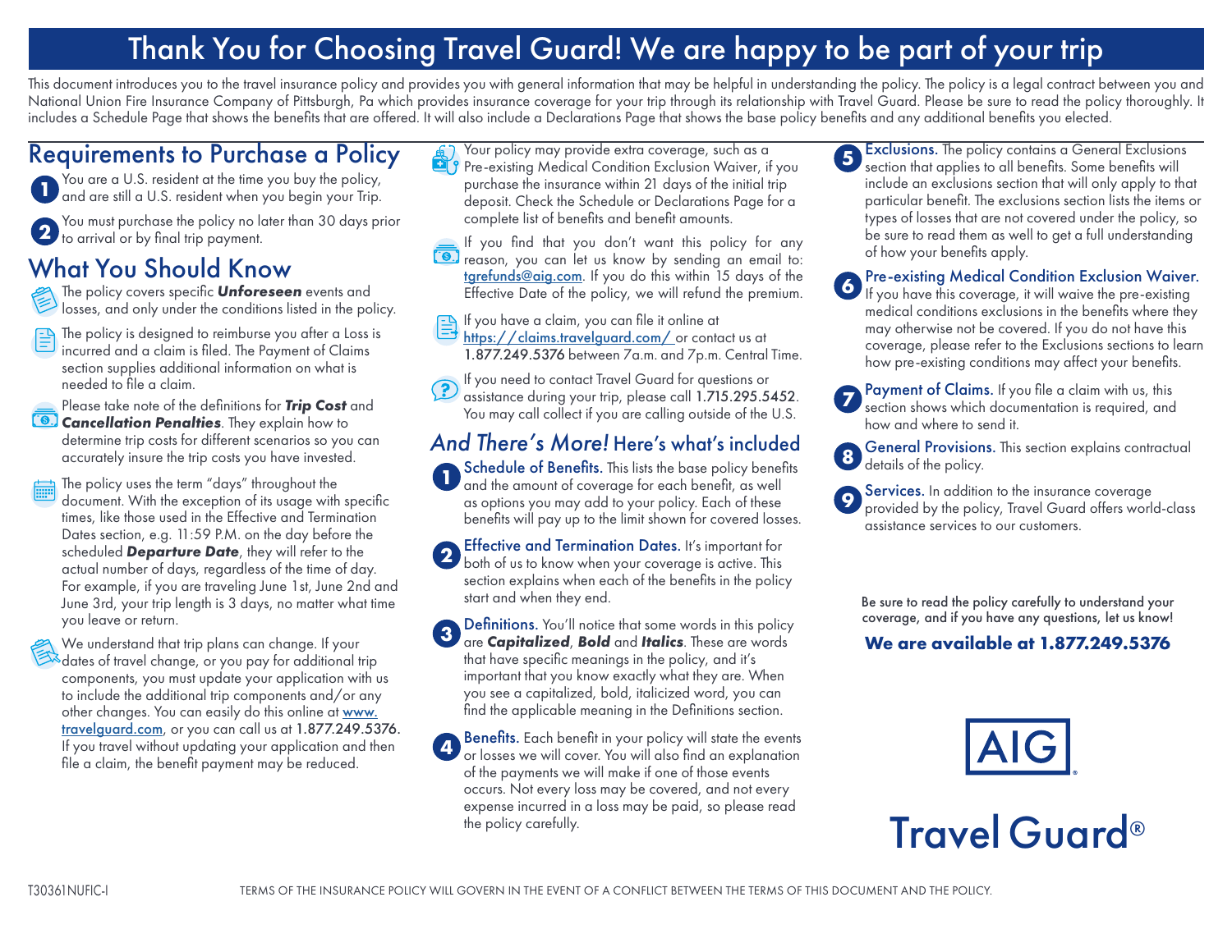# Thank You for Choosing Travel Guard! We are happy to be part of your trip

This document introduces you to the travel insurance policy and provides you with general information that may be helpful in understanding the policy. The policy is a legal contract between you and National Union Fire Insurance Company of Pittsburgh, Pa which provides insurance coverage for your trip through its relationship with Travel Guard. Please be sure to read the policy thoroughly. It includes a Schedule Page that shows the benefits that are offered. It will also include a Declarations Page that shows the base policy benefits and any additional benefits you elected.

## Requirements to Purchase a Policy

1. You are a U.S. resident at the time you buy the policy, and are still a U.S. resident when you begin your Trip.
2. You must purchase the policy no later than 30 days prior to arrival or by final trip payment.

## What You Should Know

- The policy covers specific ***Unforeseen*** events and losses, and only under the conditions listed in the policy.
- The policy is designed to reimburse you after a Loss is incurred and a claim is filed. The Payment of Claims section supplies additional information on what is needed to file a claim.
- Please take note of the definitions for ***Trip Cost*** and ***Cancellation Penalties***. They explain how to determine trip costs for different scenarios so you can accurately insure the trip costs you have invested.
- The policy uses the term "days" throughout the document. With the exception of its usage with specific times, like those used in the Effective and Termination Dates section, e.g. 11:59 P.M. on the day before the scheduled ***Departure Date***, they will refer to the actual number of days, regardless of the time of day. For example, if you are traveling June 1st, June 2nd and June 3rd, your trip length is 3 days, no matter what time you leave or return.
- We understand that trip plans can change. If your dates of travel change, or you pay for additional trip components, you must update your application with us to include the additional trip components and/or any other changes. You can easily do this online at www.travelguard.com, or you can call us at 1.877.249.5376. If you travel without updating your application and then file a claim, the benefit payment may be reduced.
- Your policy may provide extra coverage, such as a Pre-existing Medical Condition Exclusion Waiver, if you purchase the insurance within 21 days of the initial trip deposit. Check the Schedule or Declarations Page for a complete list of benefits and benefit amounts.
- If you find that you don't want this policy for any reason, you can let us know by sending an email to: tgrefunds@aig.com. If you do this within 15 days of the Effective Date of the policy, we will refund the premium.
- If you have a claim, you can file it online at https://claims.travelguard.com/ or contact us at 1.877.249.5376 between 7a.m. and 7p.m. Central Time.
- If you need to contact Travel Guard for questions or assistance during your trip, please call 1.715.295.5452. You may call collect if you are calling outside of the U.S.

## *And There's More!* Here's what's included

1. **Schedule of Benefits.** This lists the base policy benefits and the amount of coverage for each benefit, as well as options you may add to your policy. Each of these benefits will pay up to the limit shown for covered losses.
2. **Effective and Termination Dates.** It's important for both of us to know when your coverage is active. This section explains when each of the benefits in the policy start and when they end.
3. **Definitions.** You'll notice that some words in this policy are ***Capitalized***, ***Bold*** and ***Italics***. These are words that have specific meanings in the policy, and it's important that you know exactly what they are. When you see a capitalized, bold, italicized word, you can find the applicable meaning in the Definitions section.
4. **Benefits.** Each benefit in your policy will state the events or losses we will cover. You will also find an explanation of the payments we will make if one of those events occurs. Not every loss may be covered, and not every expense incurred in a loss may be paid, so please read the policy carefully.
5. **Exclusions.** The policy contains a General Exclusions section that applies to all benefits. Some benefits will include an exclusions section that will only apply to that particular benefit. The exclusions section lists the items or types of losses that are not covered under the policy, so be sure to read them as well to get a full understanding of how your benefits apply.
6. **Pre-existing Medical Condition Exclusion Waiver.** If you have this coverage, it will waive the pre-existing medical conditions exclusions in the benefits where they may otherwise not be covered. If you do not have this coverage, please refer to the Exclusions sections to learn how pre-existing conditions may affect your benefits.
7. **Payment of Claims.** If you file a claim with us, this section shows which documentation is required, and how and where to send it.
8. **General Provisions.** This section explains contractual details of the policy.
9. **Services.** In addition to the insurance coverage provided by the policy, Travel Guard offers world-class assistance services to our customers.

Be sure to read the policy carefully to understand your coverage, and if you have any questions, let us know!

**We are available at 1.877.249.5376**

AIG

Travel Guard®

T30361NUFIC-I

TERMS OF THE INSURANCE POLICY WILL GOVERN IN THE EVENT OF A CONFLICT BETWEEN THE TERMS OF THIS DOCUMENT AND THE POLICY.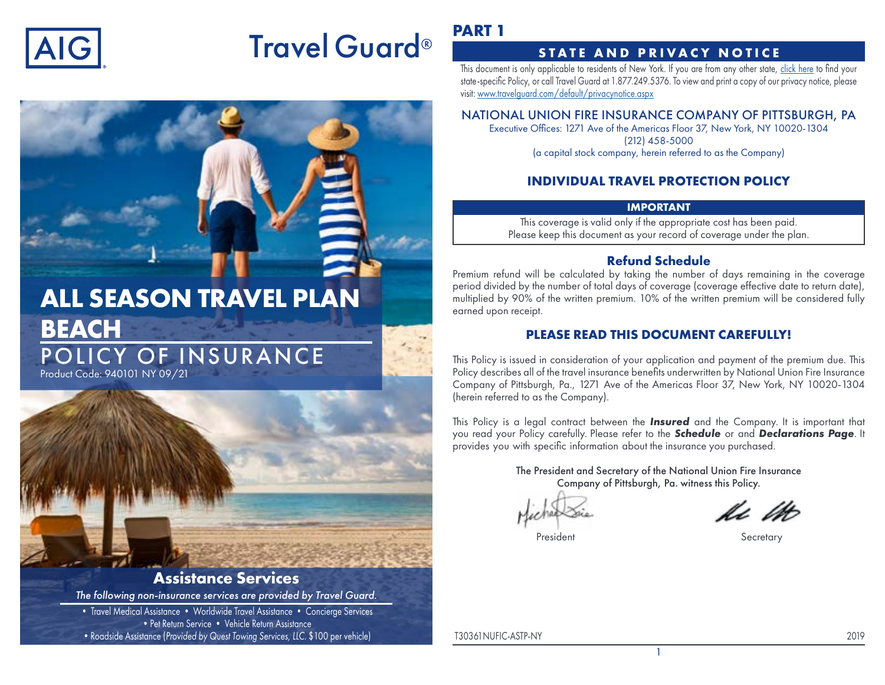AIG

# Travel Guard®

# ALL SEASON TRAVEL PLAN BEACH

## POLICY OF INSURANCE

Product Code: 940101 NY 09/21

### Assistance Services

*The following non-insurance services are provided by Travel Guard.*

• Travel Medical Assistance • Worldwide Travel Assistance • Concierge Services
• Pet Return Service • Vehicle Return Assistance
• Roadside Assistance (*Provided by Quest Towing Services, LLC.* $100 per vehicle)

# PART 1

## STATE AND PRIVACY NOTICE

This document is only applicable to residents of New York. If you are from any other state, click here to find your state-specific Policy, or call Travel Guard at 1.877.249.5376. To view and print a copy of our privacy notice, please visit: www.travelguard.com/default/privacynotice.aspx

NATIONAL UNION FIRE INSURANCE COMPANY OF PITTSBURGH, PA
Executive Offices: 1271 Ave of the Americas Floor 37, New York, NY 10020-1304
(212) 458-5000
(a capital stock company, herein referred to as the Company)

## INDIVIDUAL TRAVEL PROTECTION POLICY

**IMPORTANT**

This coverage is valid only if the appropriate cost has been paid.
Please keep this document as your record of coverage under the plan.

### Refund Schedule

Premium refund will be calculated by taking the number of days remaining in the coverage period divided by the number of total days of coverage (coverage effective date to return date), multiplied by 90% of the written premium. 10% of the written premium will be considered fully earned upon receipt.

### PLEASE READ THIS DOCUMENT CAREFULLY!

This Policy is issued in consideration of your application and payment of the premium due. This Policy describes all of the travel insurance benefits underwritten by National Union Fire Insurance Company of Pittsburgh, Pa., 1271 Ave of the Americas Floor 37, New York, NY 10020-1304 (herein referred to as the Company).

This Policy is a legal contract between the ***Insured*** and the Company. It is important that you read your Policy carefully. Please refer to the ***Schedule*** or and ***Declarations Page***. It provides you with specific information about the insurance you purchased.

The President and Secretary of the National Union Fire Insurance Company of Pittsburgh, Pa. witness this Policy.

President Secretary

T30361NUFIC-ASTP-NY 2019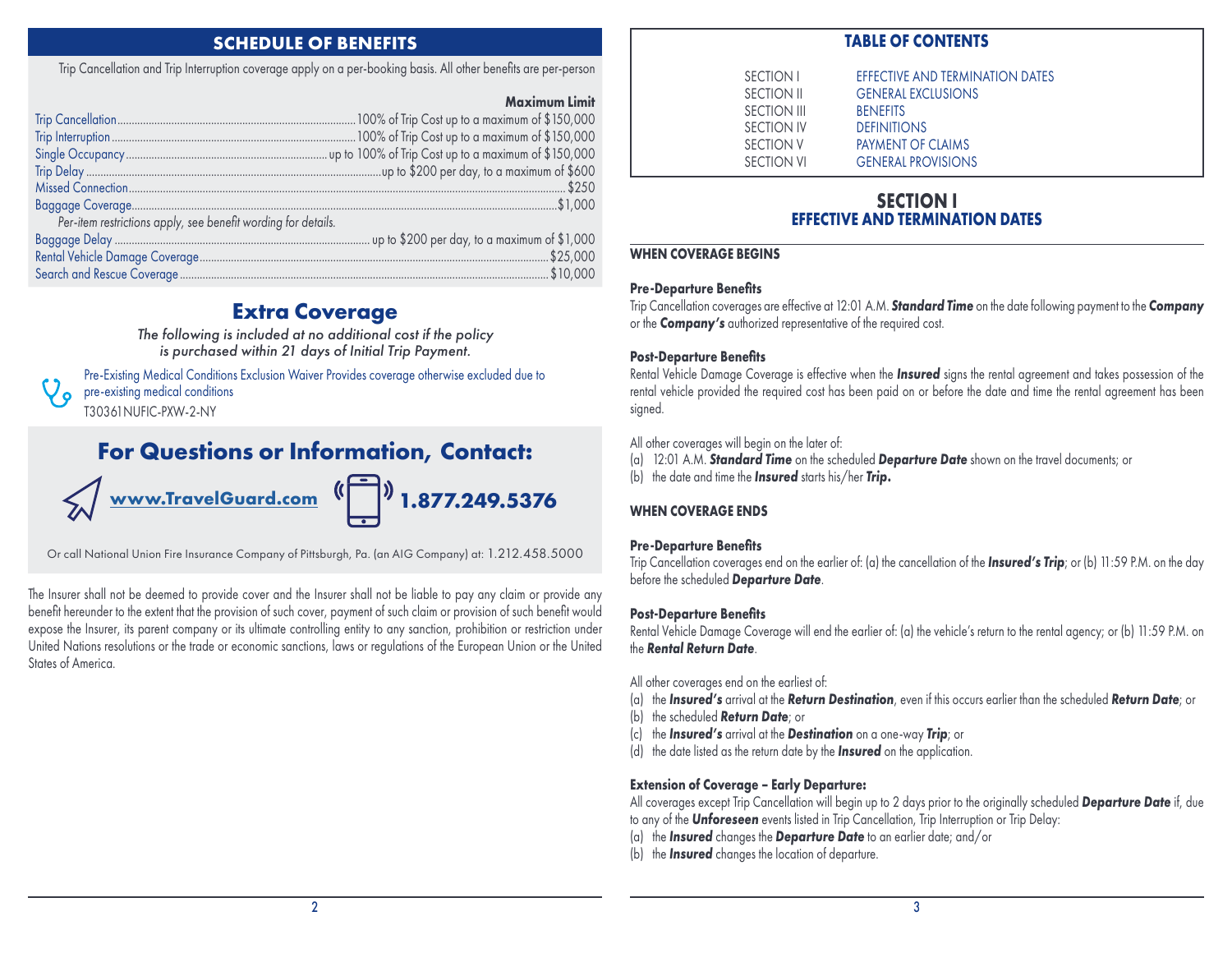## SCHEDULE OF BENEFITS

Trip Cancellation and Trip Interruption coverage apply on a per-booking basis. All other benefits are per-person

| Benefit | Maximum Limit |
|---|---|
| Trip Cancellation | 100% of Trip Cost up to a maximum of $150,000 |
| Trip Interruption | 100% of Trip Cost up to a maximum of $150,000 |
| Single Occupancy | up to 100% of Trip Cost up to a maximum of $150,000 |
| Trip Delay | up to $200 per day, to a maximum of $600 |
| Missed Connection | $250 |
| Baggage Coverage | $1,000 |
| *Per-item restrictions apply, see benefit wording for details.* | |
| Baggage Delay | up to $200 per day, to a maximum of $1,000 |
| Rental Vehicle Damage Coverage | $25,000 |
| Search and Rescue Coverage | $10,000 |

## Extra Coverage

*The following is included at no additional cost if the policy is purchased within 21 days of Initial Trip Payment.*

Pre-Existing Medical Conditions Exclusion Waiver Provides coverage otherwise excluded due to pre-existing medical conditions

T30361NUFIC-PXW-2-NY

## For Questions or Information, Contact:

**www.TravelGuard.com** **1.877.249.5376**

Or call National Union Fire Insurance Company of Pittsburgh, Pa. (an AIG Company) at: 1.212.458.5000

The Insurer shall not be deemed to provide cover and the Insurer shall not be liable to pay any claim or provide any benefit hereunder to the extent that the provision of such cover, payment of such claim or provision of such benefit would expose the Insurer, its parent company or its ultimate controlling entity to any sanction, prohibition or restriction under United Nations resolutions or the trade or economic sanctions, laws or regulations of the European Union or the United States of America.

## TABLE OF CONTENTS

| | |
|---|---|
| SECTION I | EFFECTIVE AND TERMINATION DATES |
| SECTION II | GENERAL EXCLUSIONS |
| SECTION III | BENEFITS |
| SECTION IV | DEFINITIONS |
| SECTION V | PAYMENT OF CLAIMS |
| SECTION VI | GENERAL PROVISIONS |

## SECTION I
## EFFECTIVE AND TERMINATION DATES

### WHEN COVERAGE BEGINS

**Pre-Departure Benefits**

Trip Cancellation coverages are effective at 12:01 A.M. ***Standard Time*** on the date following payment to the ***Company*** or the ***Company's*** authorized representative of the required cost.

**Post-Departure Benefits**

Rental Vehicle Damage Coverage is effective when the ***Insured*** signs the rental agreement and takes possession of the rental vehicle provided the required cost has been paid on or before the date and time the rental agreement has been signed.

All other coverages will begin on the later of:

(a) 12:01 A.M. ***Standard Time*** on the scheduled ***Departure Date*** shown on the travel documents; or
(b) the date and time the ***Insured*** starts his/her ***Trip.***

### WHEN COVERAGE ENDS

**Pre-Departure Benefits**

Trip Cancellation coverages end on the earlier of: (a) the cancellation of the ***Insured's Trip***; or (b) 11:59 P.M. on the day before the scheduled ***Departure Date***.

**Post-Departure Benefits**

Rental Vehicle Damage Coverage will end the earlier of: (a) the vehicle's return to the rental agency; or (b) 11:59 P.M. on the ***Rental Return Date***.

All other coverages end on the earliest of:

(a) the ***Insured's*** arrival at the ***Return Destination***, even if this occurs earlier than the scheduled ***Return Date***; or
(b) the scheduled ***Return Date***; or
(c) the ***Insured's*** arrival at the ***Destination*** on a one-way ***Trip***; or
(d) the date listed as the return date by the ***Insured*** on the application.

**Extension of Coverage – Early Departure:**

All coverages except Trip Cancellation will begin up to 2 days prior to the originally scheduled ***Departure Date*** if, due to any of the ***Unforeseen*** events listed in Trip Cancellation, Trip Interruption or Trip Delay:

(a) the ***Insured*** changes the ***Departure Date*** to an earlier date; and/or
(b) the ***Insured*** changes the location of departure.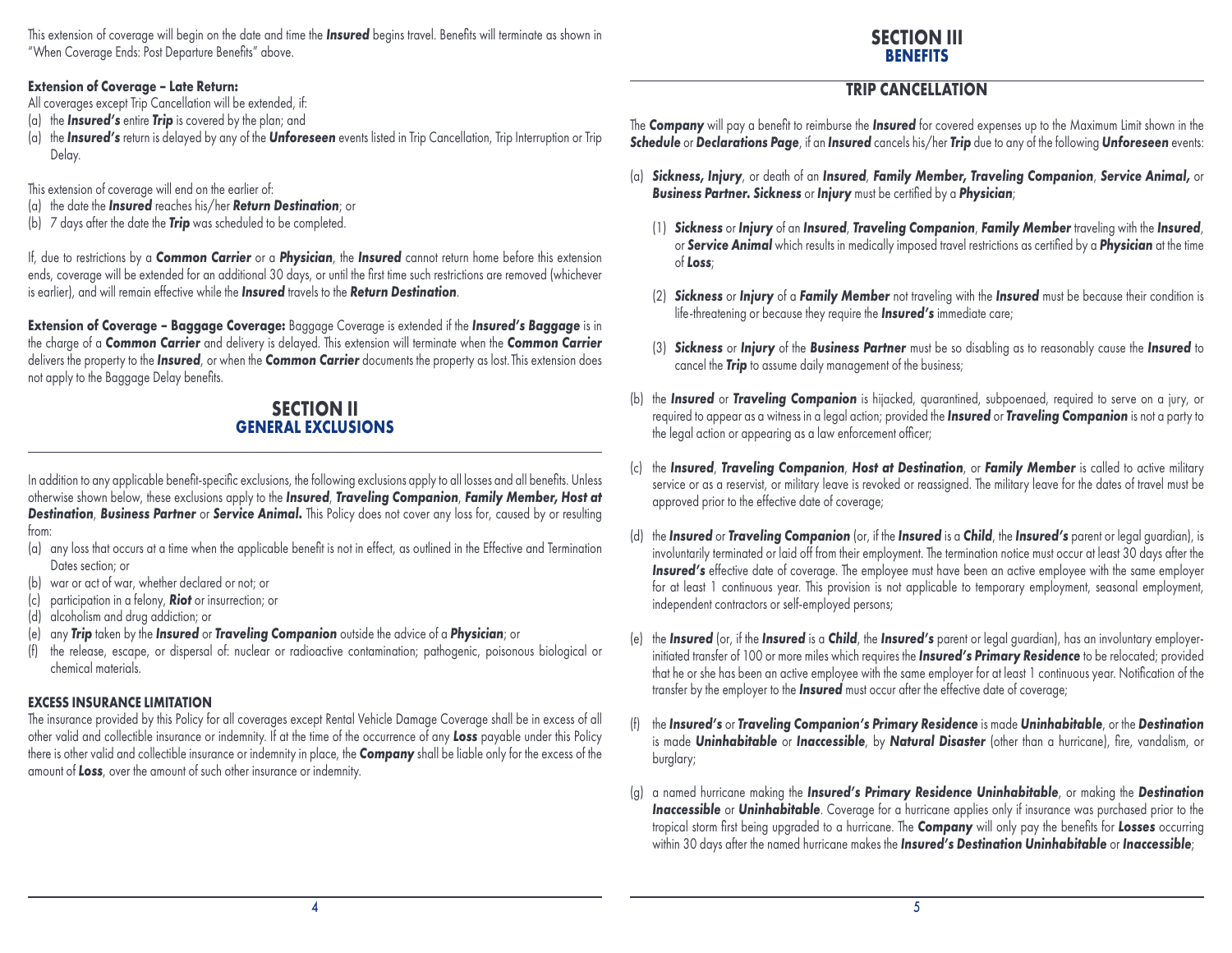This extension of coverage will begin on the date and time the ***Insured*** begins travel. Benefits will terminate as shown in "When Coverage Ends: Post Departure Benefits" above.

**Extension of Coverage – Late Return:**

All coverages except Trip Cancellation will be extended, if:

(a) the ***Insured's*** entire ***Trip*** is covered by the plan; and

(a) the ***Insured's*** return is delayed by any of the ***Unforeseen*** events listed in Trip Cancellation, Trip Interruption or Trip Delay.

This extension of coverage will end on the earlier of:

(a) the date the ***Insured*** reaches his/her ***Return Destination***; or

(b) 7 days after the date the ***Trip*** was scheduled to be completed.

If, due to restrictions by a ***Common Carrier*** or a ***Physician***, the ***Insured*** cannot return home before this extension ends, coverage will be extended for an additional 30 days, or until the first time such restrictions are removed (whichever is earlier), and will remain effective while the ***Insured*** travels to the ***Return Destination***.

**Extension of Coverage – Baggage Coverage:** Baggage Coverage is extended if the ***Insured's Baggage*** is in the charge of a ***Common Carrier*** and delivery is delayed. This extension will terminate when the ***Common Carrier*** delivers the property to the ***Insured***, or when the ***Common Carrier*** documents the property as lost. This extension does not apply to the Baggage Delay benefits.

# SECTION II
## GENERAL EXCLUSIONS

In addition to any applicable benefit-specific exclusions, the following exclusions apply to all losses and all benefits. Unless otherwise shown below, these exclusions apply to the ***Insured***, ***Traveling Companion***, ***Family Member, Host at Destination***, ***Business Partner*** or ***Service Animal.*** This Policy does not cover any loss for, caused by or resulting from:

(a) any loss that occurs at a time when the applicable benefit is not in effect, as outlined in the Effective and Termination Dates section; or

(b) war or act of war, whether declared or not; or

(c) participation in a felony, ***Riot*** or insurrection; or

(d) alcoholism and drug addiction; or

(e) any ***Trip*** taken by the ***Insured*** or ***Traveling Companion*** outside the advice of a ***Physician***; or

(f) the release, escape, or dispersal of: nuclear or radioactive contamination; pathogenic, poisonous biological or chemical materials.

### EXCESS INSURANCE LIMITATION

The insurance provided by this Policy for all coverages except Rental Vehicle Damage Coverage shall be in excess of all other valid and collectible insurance or indemnity. If at the time of the occurrence of any ***Loss*** payable under this Policy there is other valid and collectible insurance or indemnity in place, the ***Company*** shall be liable only for the excess of the amount of ***Loss***, over the amount of such other insurance or indemnity.

# SECTION III
## BENEFITS

### TRIP CANCELLATION

The ***Company*** will pay a benefit to reimburse the ***Insured*** for covered expenses up to the Maximum Limit shown in the ***Schedule*** or ***Declarations Page***, if an ***Insured*** cancels his/her ***Trip*** due to any of the following ***Unforeseen*** events:

(a) ***Sickness, Injury***, or death of an ***Insured***, ***Family Member, Traveling Companion***, ***Service Animal,*** or ***Business Partner. Sickness*** or ***Injury*** must be certified by a ***Physician***;

  (1) ***Sickness*** or ***Injury*** of an ***Insured***, ***Traveling Companion***, ***Family Member*** traveling with the ***Insured***, or ***Service Animal*** which results in medically imposed travel restrictions as certified by a ***Physician*** at the time of ***Loss***;

  (2) ***Sickness*** or ***Injury*** of a ***Family Member*** not traveling with the ***Insured*** must be because their condition is life-threatening or because they require the ***Insured's*** immediate care;

  (3) ***Sickness*** or ***Injury*** of the ***Business Partner*** must be so disabling as to reasonably cause the ***Insured*** to cancel the ***Trip*** to assume daily management of the business;

(b) the ***Insured*** or ***Traveling Companion*** is hijacked, quarantined, subpoenaed, required to serve on a jury, or required to appear as a witness in a legal action; provided the ***Insured*** or ***Traveling Companion*** is not a party to the legal action or appearing as a law enforcement officer;

(c) the ***Insured***, ***Traveling Companion***, ***Host at Destination***, or ***Family Member*** is called to active military service or as a reservist, or military leave is revoked or reassigned. The military leave for the dates of travel must be approved prior to the effective date of coverage;

(d) the ***Insured*** or ***Traveling Companion*** (or, if the ***Insured*** is a ***Child***, the ***Insured's*** parent or legal guardian), is involuntarily terminated or laid off from their employment. The termination notice must occur at least 30 days after the ***Insured's*** effective date of coverage. The employee must have been an active employee with the same employer for at least 1 continuous year. This provision is not applicable to temporary employment, seasonal employment, independent contractors or self-employed persons;

(e) the ***Insured*** (or, if the ***Insured*** is a ***Child***, the ***Insured's*** parent or legal guardian), has an involuntary employer-initiated transfer of 100 or more miles which requires the ***Insured's Primary Residence*** to be relocated; provided that he or she has been an active employee with the same employer for at least 1 continuous year. Notification of the transfer by the employer to the ***Insured*** must occur after the effective date of coverage;

(f) the ***Insured's*** or ***Traveling Companion's Primary Residence*** is made ***Uninhabitable***, or the ***Destination*** is made ***Uninhabitable*** or ***Inaccessible***, by ***Natural Disaster*** (other than a hurricane), fire, vandalism, or burglary;

(g) a named hurricane making the ***Insured's Primary Residence Uninhabitable***, or making the ***Destination Inaccessible*** or ***Uninhabitable***. Coverage for a hurricane applies only if insurance was purchased prior to the tropical storm first being upgraded to a hurricane. The ***Company*** will only pay the benefits for ***Losses*** occurring within 30 days after the named hurricane makes the ***Insured's Destination Uninhabitable*** or ***Inaccessible***;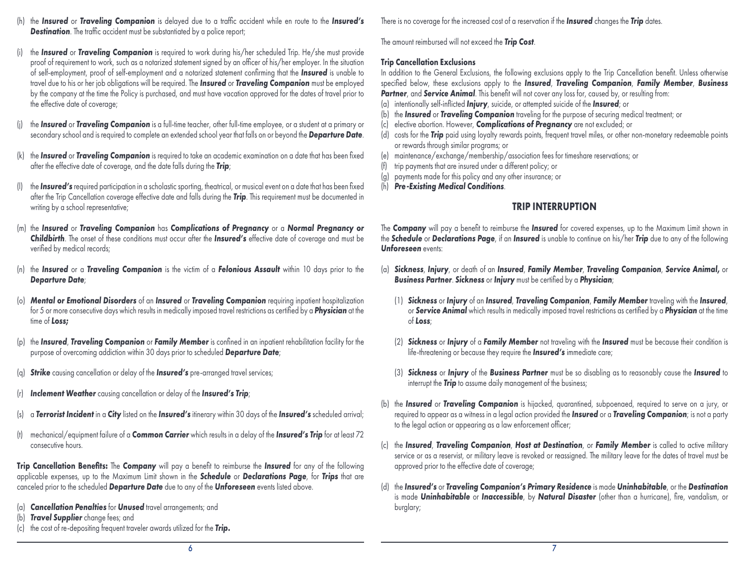(h) the ***Insured*** or ***Traveling Companion*** is delayed due to a traffic accident while en route to the ***Insured's Destination***. The traffic accident must be substantiated by a police report;

(i) the ***Insured*** or ***Traveling Companion*** is required to work during his/her scheduled Trip. He/she must provide proof of requirement to work, such as a notarized statement signed by an officer of his/her employer. In the situation of self-employment, proof of self-employment and a notarized statement confirming that the ***Insured*** is unable to travel due to his or her job obligations will be required. The ***Insured*** or ***Traveling Companion*** must be employed by the company at the time the Policy is purchased, and must have vacation approved for the dates of travel prior to the effective date of coverage;

(j) the ***Insured*** or ***Traveling Companion*** is a full-time teacher, other full-time employee, or a student at a primary or secondary school and is required to complete an extended school year that falls on or beyond the ***Departure Date***.

(k) the ***Insured*** or ***Traveling Companion*** is required to take an academic examination on a date that has been fixed after the effective date of coverage, and the date falls during the ***Trip***;

(l) the ***Insured's*** required participation in a scholastic sporting, theatrical, or musical event on a date that has been fixed after the Trip Cancellation coverage effective date and falls during the ***Trip***. This requirement must be documented in writing by a school representative;

(m) the ***Insured*** or ***Traveling Companion*** has ***Complications of Pregnancy*** or a ***Normal Pregnancy or Childbirth***. The onset of these conditions must occur after the ***Insured's*** effective date of coverage and must be verified by medical records;

(n) the ***Insured*** or a ***Traveling Companion*** is the victim of a ***Felonious Assault*** within 10 days prior to the ***Departure Date***;

(o) ***Mental or Emotional Disorders*** of an ***Insured*** or ***Traveling Companion*** requiring inpatient hospitalization for 5 or more consecutive days which results in medically imposed travel restrictions as certified by a ***Physician*** at the time of ***Loss;***

(p) the ***Insured***, ***Traveling Companion*** or ***Family Member*** is confined in an inpatient rehabilitation facility for the purpose of overcoming addiction within 30 days prior to scheduled ***Departure Date***;

(q) ***Strike*** causing cancellation or delay of the ***Insured's*** pre-arranged travel services;

(r) ***Inclement Weather*** causing cancellation or delay of the ***Insured's Trip***;

(s) a ***Terrorist Incident*** in a ***City*** listed on the ***Insured's*** itinerary within 30 days of the ***Insured's*** scheduled arrival;

(t) mechanical/equipment failure of a ***Common Carrier*** which results in a delay of the ***Insured's Trip*** for at least 72 consecutive hours.

**Trip Cancellation Benefits:** The ***Company*** will pay a benefit to reimburse the ***Insured*** for any of the following applicable expenses, up to the Maximum Limit shown in the ***Schedule*** or ***Declarations Page***, for ***Trips*** that are canceled prior to the scheduled ***Departure Date*** due to any of the ***Unforeseen*** events listed above.

(a) ***Cancellation Penalties*** for ***Unused*** travel arrangements; and
(b) ***Travel Supplier*** change fees; and
(c) the cost of re-depositing frequent traveler awards utilized for the ***Trip***.

There is no coverage for the increased cost of a reservation if the ***Insured*** changes the ***Trip*** dates.

The amount reimbursed will not exceed the ***Trip Cost***.

**Trip Cancellation Exclusions**

In addition to the General Exclusions, the following exclusions apply to the Trip Cancellation benefit. Unless otherwise specified below, these exclusions apply to the ***Insured***, ***Traveling Companion***, ***Family Member***, ***Business Partner***, and ***Service Animal***. This benefit will not cover any loss for, caused by, or resulting from:

(a) intentionally self-inflicted ***Injury***, suicide, or attempted suicide of the ***Insured***; or
(b) the ***Insured*** or ***Traveling Companion*** traveling for the purpose of securing medical treatment; or
(c) elective abortion. However, ***Complications of Pregnancy*** are not excluded; or
(d) costs for the ***Trip*** paid using loyalty rewards points, frequent travel miles, or other non-monetary redeemable points or rewards through similar programs; or
(e) maintenance/exchange/membership/association fees for timeshare reservations; or
(f) trip payments that are insured under a different policy; or
(g) payments made for this policy and any other insurance; or
(h) ***Pre-Existing Medical Conditions***.

## TRIP INTERRUPTION

The ***Company*** will pay a benefit to reimburse the ***Insured*** for covered expenses, up to the Maximum Limit shown in the ***Schedule*** or ***Declarations Page***, if an ***Insured*** is unable to continue on his/her ***Trip*** due to any of the following ***Unforeseen*** events:

(a) ***Sickness***, ***Injury***, or death of an ***Insured***, ***Family Member***, ***Traveling Companion***, ***Service Animal,*** or ***Business Partner***. ***Sickness*** or ***Injury*** must be certified by a ***Physician***;

   (1) ***Sickness*** or ***Injury*** of an ***Insured***, ***Traveling Companion***, ***Family Member*** traveling with the ***Insured***, or ***Service Animal*** which results in medically imposed travel restrictions as certified by a ***Physician*** at the time of ***Loss***;

   (2) ***Sickness*** or ***Injury*** of a ***Family Member*** not traveling with the ***Insured*** must be because their condition is life-threatening or because they require the ***Insured's*** immediate care;

   (3) ***Sickness*** or ***Injury*** of the ***Business Partner*** must be so disabling as to reasonably cause the ***Insured*** to interrupt the ***Trip*** to assume daily management of the business;

(b) the ***Insured*** or ***Traveling Companion*** is hijacked, quarantined, subpoenaed, required to serve on a jury, or required to appear as a witness in a legal action provided the ***Insured*** or a ***Traveling Companion***; is not a party to the legal action or appearing as a law enforcement officer;

(c) the ***Insured***, ***Traveling Companion***, ***Host at Destination***, or ***Family Member*** is called to active military service or as a reservist, or military leave is revoked or reassigned. The military leave for the dates of travel must be approved prior to the effective date of coverage;

(d) the ***Insured's*** or ***Traveling Companion's Primary Residence*** is made ***Uninhabitable***, or the ***Destination*** is made ***Uninhabitable*** or ***Inaccessible***, by ***Natural Disaster*** (other than a hurricane), fire, vandalism, or burglary;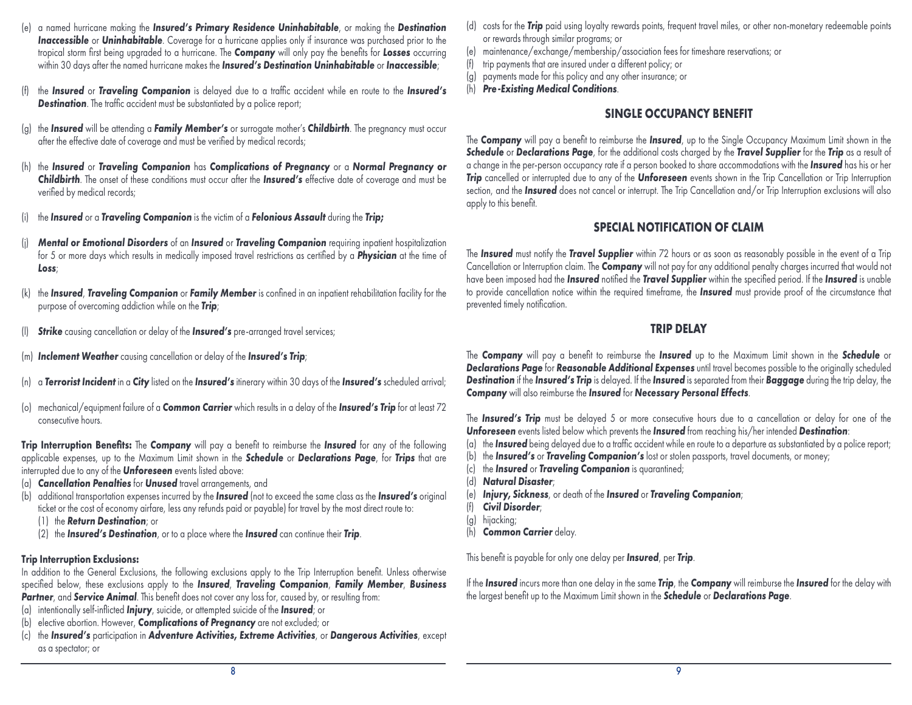(e) a named hurricane making the ***Insured's Primary Residence Uninhabitable***, or making the ***Destination Inaccessible*** or ***Uninhabitable***. Coverage for a hurricane applies only if insurance was purchased prior to the tropical storm first being upgraded to a hurricane. The ***Company*** will only pay the benefits for ***Losses*** occurring within 30 days after the named hurricane makes the ***Insured's Destination Uninhabitable*** or ***Inaccessible***;

(f) the ***Insured*** or ***Traveling Companion*** is delayed due to a traffic accident while en route to the ***Insured's Destination***. The traffic accident must be substantiated by a police report;

(g) the ***Insured*** will be attending a ***Family Member's*** or surrogate mother's ***Childbirth***. The pregnancy must occur after the effective date of coverage and must be verified by medical records;

(h) the ***Insured*** or ***Traveling Companion*** has ***Complications of Pregnancy*** or a ***Normal Pregnancy or Childbirth***. The onset of these conditions must occur after the ***Insured's*** effective date of coverage and must be verified by medical records;

(i) the ***Insured*** or a ***Traveling Companion*** is the victim of a ***Felonious Assault*** during the ***Trip;***

(j) ***Mental or Emotional Disorders*** of an ***Insured*** or ***Traveling Companion*** requiring inpatient hospitalization for 5 or more days which results in medically imposed travel restrictions as certified by a ***Physician*** at the time of ***Loss***;

(k) the ***Insured***, ***Traveling Companion*** or ***Family Member*** is confined in an inpatient rehabilitation facility for the purpose of overcoming addiction while on the ***Trip***;

(l) ***Strike*** causing cancellation or delay of the ***Insured's*** pre-arranged travel services;

(m) ***Inclement Weather*** causing cancellation or delay of the ***Insured's Trip***;

(n) a ***Terrorist Incident*** in a ***City*** listed on the ***Insured's*** itinerary within 30 days of the ***Insured's*** scheduled arrival;

(o) mechanical/equipment failure of a ***Common Carrier*** which results in a delay of the ***Insured's Trip*** for at least 72 consecutive hours.

**Trip Interruption Benefits:** The ***Company*** will pay a benefit to reimburse the ***Insured*** for any of the following applicable expenses, up to the Maximum Limit shown in the ***Schedule*** or ***Declarations Page***, for ***Trips*** that are interrupted due to any of the ***Unforeseen*** events listed above:

(a) ***Cancellation Penalties*** for ***Unused*** travel arrangements, and
(b) additional transportation expenses incurred by the ***Insured*** (not to exceed the same class as the ***Insured's*** original ticket or the cost of economy airfare, less any refunds paid or payable) for travel by the most direct route to:
  (1) the ***Return Destination***; or
  (2) the ***Insured's Destination***, or to a place where the ***Insured*** can continue their ***Trip***.

**Trip Interruption Exclusions:**

In addition to the General Exclusions, the following exclusions apply to the Trip Interruption benefit. Unless otherwise specified below, these exclusions apply to the ***Insured***, ***Traveling Companion***, ***Family Member***, ***Business Partner***, and ***Service Animal***. This benefit does not cover any loss for, caused by, or resulting from:

(a) intentionally self-inflicted ***Injury***, suicide, or attempted suicide of the ***Insured***; or
(b) elective abortion. However, ***Complications of Pregnancy*** are not excluded; or
(c) the ***Insured's*** participation in ***Adventure Activities, Extreme Activities***, or ***Dangerous Activities***, except as a spectator; or
(d) costs for the ***Trip*** paid using loyalty rewards points, frequent travel miles, or other non-monetary redeemable points or rewards through similar programs; or
(e) maintenance/exchange/membership/association fees for timeshare reservations; or
(f) trip payments that are insured under a different policy; or
(g) payments made for this policy and any other insurance; or
(h) ***Pre-Existing Medical Conditions***.

## SINGLE OCCUPANCY BENEFIT

The ***Company*** will pay a benefit to reimburse the ***Insured***, up to the Single Occupancy Maximum Limit shown in the ***Schedule*** or ***Declarations Page***, for the additional costs charged by the ***Travel Supplier*** for the ***Trip*** as a result of a change in the per-person occupancy rate if a person booked to share accommodations with the ***Insured*** has his or her ***Trip*** cancelled or interrupted due to any of the ***Unforeseen*** events shown in the Trip Cancellation or Trip Interruption section, and the ***Insured*** does not cancel or interrupt. The Trip Cancellation and/or Trip Interruption exclusions will also apply to this benefit.

## SPECIAL NOTIFICATION OF CLAIM

The ***Insured*** must notify the ***Travel Supplier*** within 72 hours or as soon as reasonably possible in the event of a Trip Cancellation or Interruption claim. The ***Company*** will not pay for any additional penalty charges incurred that would not have been imposed had the ***Insured*** notified the ***Travel Supplier*** within the specified period. If the ***Insured*** is unable to provide cancellation notice within the required timeframe, the ***Insured*** must provide proof of the circumstance that prevented timely notification.

## TRIP DELAY

The ***Company*** will pay a benefit to reimburse the ***Insured*** up to the Maximum Limit shown in the ***Schedule*** or ***Declarations Page*** for ***Reasonable Additional Expenses*** until travel becomes possible to the originally scheduled ***Destination*** if the ***Insured's Trip*** is delayed. If the ***Insured*** is separated from their ***Baggage*** during the trip delay, the ***Company*** will also reimburse the ***Insured*** for ***Necessary Personal Effects***.

The ***Insured's Trip*** must be delayed 5 or more consecutive hours due to a cancellation or delay for one of the ***Unforeseen*** events listed below which prevents the ***Insured*** from reaching his/her intended ***Destination***:

(a) the ***Insured*** being delayed due to a traffic accident while en route to a departure as substantiated by a police report;
(b) the ***Insured's*** or ***Traveling Companion's*** lost or stolen passports, travel documents, or money;
(c) the ***Insured*** or ***Traveling Companion*** is quarantined;
(d) ***Natural Disaster***;
(e) ***Injury, Sickness***, or death of the ***Insured*** or ***Traveling Companion***;
(f) ***Civil Disorder***;
(g) hijacking;
(h) ***Common Carrier*** delay.

This benefit is payable for only one delay per ***Insured***, per ***Trip***.

If the ***Insured*** incurs more than one delay in the same ***Trip***, the ***Company*** will reimburse the ***Insured*** for the delay with the largest benefit up to the Maximum Limit shown in the ***Schedule*** or ***Declarations Page***.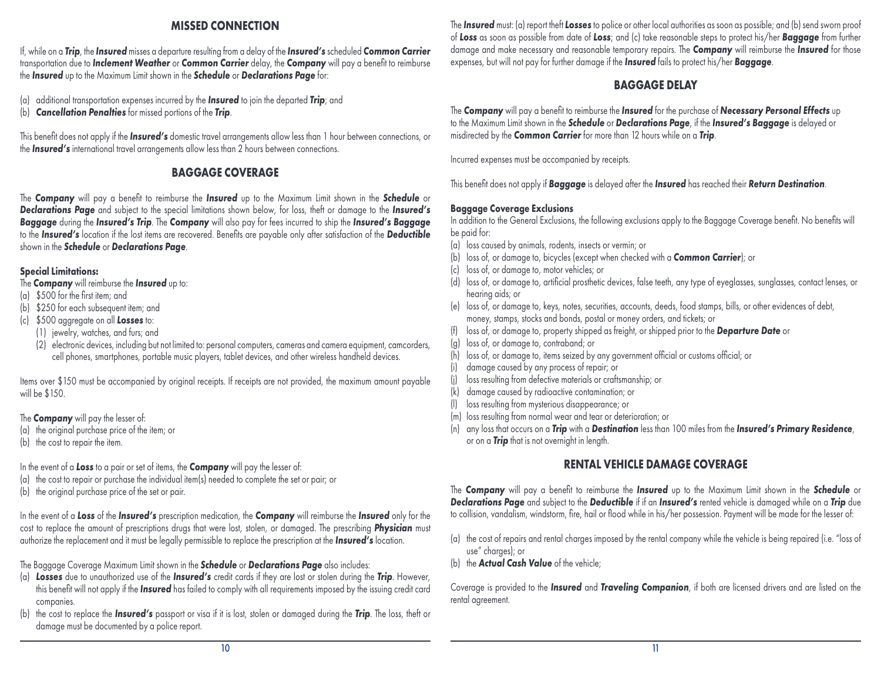## MISSED CONNECTION

If, while on a ***Trip***, the ***Insured*** misses a departure resulting from a delay of the ***Insured's*** scheduled ***Common Carrier*** transportation due to ***Inclement Weather*** or ***Common Carrier*** delay, the ***Company*** will pay a benefit to reimburse the ***Insured*** up to the Maximum Limit shown in the ***Schedule*** or ***Declarations Page*** for:

(a) additional transportation expenses incurred by the ***Insured*** to join the departed ***Trip***; and
(b) ***Cancellation Penalties*** for missed portions of the ***Trip***.

This benefit does not apply if the ***Insured's*** domestic travel arrangements allow less than 1 hour between connections, or the ***Insured's*** international travel arrangements allow less than 2 hours between connections.

## BAGGAGE COVERAGE

The ***Company*** will pay a benefit to reimburse the ***Insured*** up to the Maximum Limit shown in the ***Schedule*** or ***Declarations Page*** and subject to the special limitations shown below, for loss, theft or damage to the ***Insured's Baggage*** during the ***Insured's Trip***. The ***Company*** will also pay for fees incurred to ship the ***Insured's Baggage*** to the ***Insured's*** location if the lost items are recovered. Benefits are payable only after satisfaction of the ***Deductible*** shown in the ***Schedule*** or ***Declarations Page***.

**Special Limitations:**

The ***Company*** will reimburse the ***Insured*** up to:
(a) $500 for the first item; and
(b) $250 for each subsequent item; and
(c) $500 aggregate on all ***Losses*** to:
 (1) jewelry, watches, and furs; and
 (2) electronic devices, including but not limited to: personal computers, cameras and camera equipment, camcorders, cell phones, smartphones, portable music players, tablet devices, and other wireless handheld devices.

Items over $150 must be accompanied by original receipts. If receipts are not provided, the maximum amount payable will be $150.

The ***Company*** will pay the lesser of:
(a) the original purchase price of the item; or
(b) the cost to repair the item.

In the event of a ***Loss*** to a pair or set of items, the ***Company*** will pay the lesser of:
(a) the cost to repair or purchase the individual item(s) needed to complete the set or pair; or
(b) the original purchase price of the set or pair.

In the event of a ***Loss*** of the ***Insured's*** prescription medication, the ***Company*** will reimburse the ***Insured*** only for the cost to replace the amount of prescriptions drugs that were lost, stolen, or damaged. The prescribing ***Physician*** must authorize the replacement and it must be legally permissible to replace the prescription at the ***Insured's*** location.

The Baggage Coverage Maximum Limit shown in the ***Schedule*** or ***Declarations Page*** also includes:
(a) ***Losses*** due to unauthorized use of the ***Insured's*** credit cards if they are lost or stolen during the ***Trip***. However, this benefit will not apply if the ***Insured*** has failed to comply with all requirements imposed by the issuing credit card companies.
(b) the cost to replace the ***Insured's*** passport or visa if it is lost, stolen or damaged during the ***Trip***. The loss, theft or damage must be documented by a police report.

The ***Insured*** must: (a) report theft ***Losses*** to police or other local authorities as soon as possible; and (b) send sworn proof of ***Loss*** as soon as possible from date of ***Loss***; and (c) take reasonable steps to protect his/her ***Baggage*** from further damage and make necessary and reasonable temporary repairs. The ***Company*** will reimburse the ***Insured*** for those expenses, but will not pay for further damage if the ***Insured*** fails to protect his/her ***Baggage***.

## BAGGAGE DELAY

The ***Company*** will pay a benefit to reimburse the ***Insured*** for the purchase of ***Necessary Personal Effects*** up to the Maximum Limit shown in the ***Schedule*** or ***Declarations Page***, if the ***Insured's Baggage*** is delayed or misdirected by the ***Common Carrier*** for more than 12 hours while on a ***Trip***.

Incurred expenses must be accompanied by receipts.

This benefit does not apply if ***Baggage*** is delayed after the ***Insured*** has reached their ***Return Destination***.

**Baggage Coverage Exclusions**

In addition to the General Exclusions, the following exclusions apply to the Baggage Coverage benefit. No benefits will be paid for:
(a) loss caused by animals, rodents, insects or vermin; or
(b) loss of, or damage to, bicycles (except when checked with a ***Common Carrier***); or
(c) loss of, or damage to, motor vehicles; or
(d) loss of, or damage to, artificial prosthetic devices, false teeth, any type of eyeglasses, sunglasses, contact lenses, or hearing aids; or
(e) loss of, or damage to, keys, notes, securities, accounts, deeds, food stamps, bills, or other evidences of debt, money, stamps, stocks and bonds, postal or money orders, and tickets; or
(f) loss of, or damage to, property shipped as freight, or shipped prior to the ***Departure Date*** or
(g) loss of, or damage to, contraband; or
(h) loss of, or damage to, items seized by any government official or customs official; or
(i) damage caused by any process of repair; or
(j) loss resulting from defective materials or craftsmanship; or
(k) damage caused by radioactive contamination; or
(l) loss resulting from mysterious disappearance; or
(m) loss resulting from normal wear and tear or deterioration; or
(n) any loss that occurs on a ***Trip*** with a ***Destination*** less than 100 miles from the ***Insured's Primary Residence***, or on a ***Trip*** that is not overnight in length.

## RENTAL VEHICLE DAMAGE COVERAGE

The ***Company*** will pay a benefit to reimburse the ***Insured*** up to the Maximum Limit shown in the ***Schedule*** or ***Declarations Page*** and subject to the ***Deductible*** if if an ***Insured's*** rented vehicle is damaged while on a ***Trip*** due to collision, vandalism, windstorm, fire, hail or flood while in his/her possession. Payment will be made for the lesser of:

(a) the cost of repairs and rental charges imposed by the rental company while the vehicle is being repaired (i.e. "loss of use" charges); or
(b) the ***Actual Cash Value*** of the vehicle;

Coverage is provided to the ***Insured*** and ***Traveling Companion***, if both are licensed drivers and are listed on the rental agreement.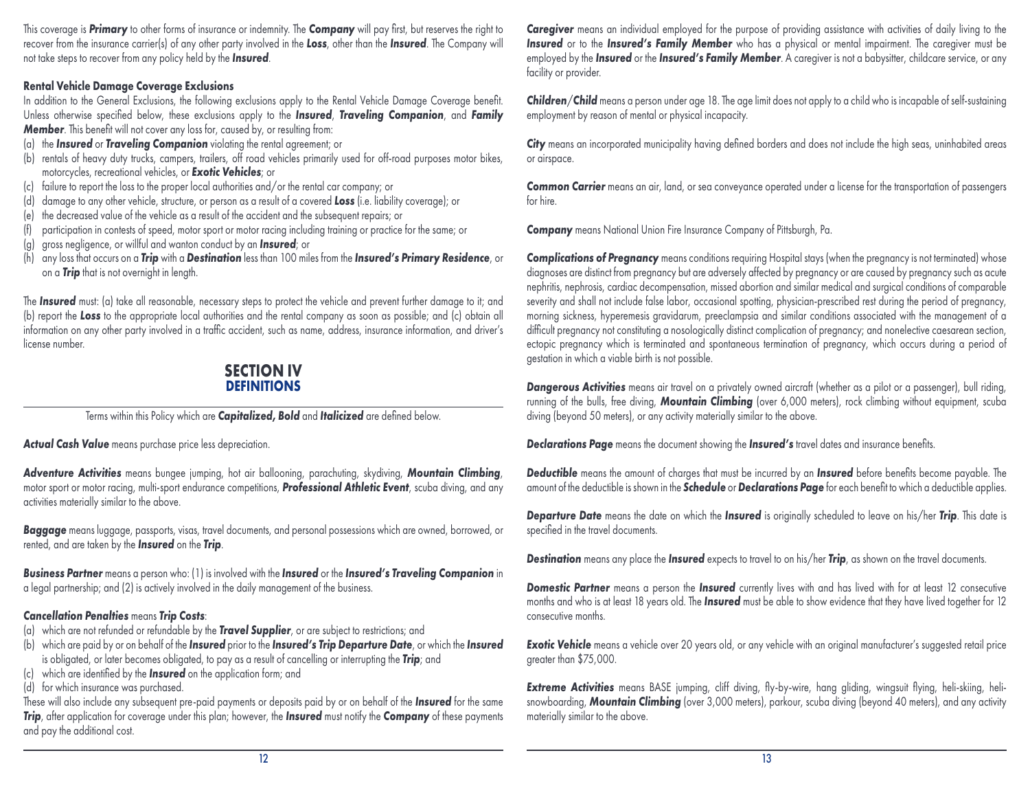This coverage is ***Primary*** to other forms of insurance or indemnity. The ***Company*** will pay first, but reserves the right to recover from the insurance carrier(s) of any other party involved in the ***Loss***, other than the ***Insured***. The Company will not take steps to recover from any policy held by the ***Insured***.

**Rental Vehicle Damage Coverage Exclusions**

In addition to the General Exclusions, the following exclusions apply to the Rental Vehicle Damage Coverage benefit. Unless otherwise specified below, these exclusions apply to the ***Insured***, ***Traveling Companion***, and ***Family Member***. This benefit will not cover any loss for, caused by, or resulting from:

(a) the ***Insured*** or ***Traveling Companion*** violating the rental agreement; or
(b) rentals of heavy duty trucks, campers, trailers, off road vehicles primarily used for off-road purposes motor bikes, motorcycles, recreational vehicles, or ***Exotic Vehicles***; or
(c) failure to report the loss to the proper local authorities and/or the rental car company; or
(d) damage to any other vehicle, structure, or person as a result of a covered ***Loss*** (i.e. liability coverage); or
(e) the decreased value of the vehicle as a result of the accident and the subsequent repairs; or
(f) participation in contests of speed, motor sport or motor racing including training or practice for the same; or
(g) gross negligence, or willful and wanton conduct by an ***Insured***; or
(h) any loss that occurs on a ***Trip*** with a ***Destination*** less than 100 miles from the ***Insured's Primary Residence***, or on a ***Trip*** that is not overnight in length.

The ***Insured*** must: (a) take all reasonable, necessary steps to protect the vehicle and prevent further damage to it; and (b) report the ***Loss*** to the appropriate local authorities and the rental company as soon as possible; and (c) obtain all information on any other party involved in a traffic accident, such as name, address, insurance information, and driver's license number.

## SECTION IV
## DEFINITIONS

Terms within this Policy which are ***Capitalized, Bold*** and ***Italicized*** are defined below.

***Actual Cash Value*** means purchase price less depreciation.

***Adventure Activities*** means bungee jumping, hot air ballooning, parachuting, skydiving, ***Mountain Climbing***, motor sport or motor racing, multi-sport endurance competitions, ***Professional Athletic Event***, scuba diving, and any activities materially similar to the above.

***Baggage*** means luggage, passports, visas, travel documents, and personal possessions which are owned, borrowed, or rented, and are taken by the ***Insured*** on the ***Trip***.

***Business Partner*** means a person who: (1) is involved with the ***Insured*** or the ***Insured's Traveling Companion*** in a legal partnership; and (2) is actively involved in the daily management of the business.

***Cancellation Penalties*** means ***Trip Costs***:

(a) which are not refunded or refundable by the ***Travel Supplier***, or are subject to restrictions; and
(b) which are paid by or on behalf of the ***Insured*** prior to the ***Insured's Trip Departure Date***, or which the ***Insured*** is obligated, or later becomes obligated, to pay as a result of cancelling or interrupting the ***Trip***; and
(c) which are identified by the ***Insured*** on the application form; and
(d) for which insurance was purchased.

These will also include any subsequent pre-paid payments or deposits paid by or on behalf of the ***Insured*** for the same ***Trip***, after application for coverage under this plan; however, the ***Insured*** must notify the ***Company*** of these payments and pay the additional cost.

***Caregiver*** means an individual employed for the purpose of providing assistance with activities of daily living to the ***Insured*** or to the ***Insured's Family Member*** who has a physical or mental impairment. The caregiver must be employed by the ***Insured*** or the ***Insured's Family Member***. A caregiver is not a babysitter, childcare service, or any facility or provider.

***Children/Child*** means a person under age 18. The age limit does not apply to a child who is incapable of self-sustaining employment by reason of mental or physical incapacity.

***City*** means an incorporated municipality having defined borders and does not include the high seas, uninhabited areas or airspace.

***Common Carrier*** means an air, land, or sea conveyance operated under a license for the transportation of passengers for hire.

***Company*** means National Union Fire Insurance Company of Pittsburgh, Pa.

***Complications of Pregnancy*** means conditions requiring Hospital stays (when the pregnancy is not terminated) whose diagnoses are distinct from pregnancy but are adversely affected by pregnancy or are caused by pregnancy such as acute nephritis, nephrosis, cardiac decompensation, missed abortion and similar medical and surgical conditions of comparable severity and shall not include false labor, occasional spotting, physician-prescribed rest during the period of pregnancy, morning sickness, hyperemesis gravidarum, preeclampsia and similar conditions associated with the management of a difficult pregnancy not constituting a nosologically distinct complication of pregnancy; and nonelective caesarean section, ectopic pregnancy which is terminated and spontaneous termination of pregnancy, which occurs during a period of gestation in which a viable birth is not possible.

***Dangerous Activities*** means air travel on a privately owned aircraft (whether as a pilot or a passenger), bull riding, running of the bulls, free diving, ***Mountain Climbing*** (over 6,000 meters), rock climbing without equipment, scuba diving (beyond 50 meters), or any activity materially similar to the above.

***Declarations Page*** means the document showing the ***Insured's*** travel dates and insurance benefits.

***Deductible*** means the amount of charges that must be incurred by an ***Insured*** before benefits become payable. The amount of the deductible is shown in the ***Schedule*** or ***Declarations Page*** for each benefit to which a deductible applies.

***Departure Date*** means the date on which the ***Insured*** is originally scheduled to leave on his/her ***Trip***. This date is specified in the travel documents.

***Destination*** means any place the ***Insured*** expects to travel to on his/her ***Trip***, as shown on the travel documents.

***Domestic Partner*** means a person the ***Insured*** currently lives with and has lived with for at least 12 consecutive months and who is at least 18 years old. The ***Insured*** must be able to show evidence that they have lived together for 12 consecutive months.

***Exotic Vehicle*** means a vehicle over 20 years old, or any vehicle with an original manufacturer's suggested retail price greater than $75,000.

***Extreme Activities*** means BASE jumping, cliff diving, fly-by-wire, hang gliding, wingsuit flying, heli-skiing, heli-snowboarding, ***Mountain Climbing*** (over 3,000 meters), parkour, scuba diving (beyond 40 meters), and any activity materially similar to the above.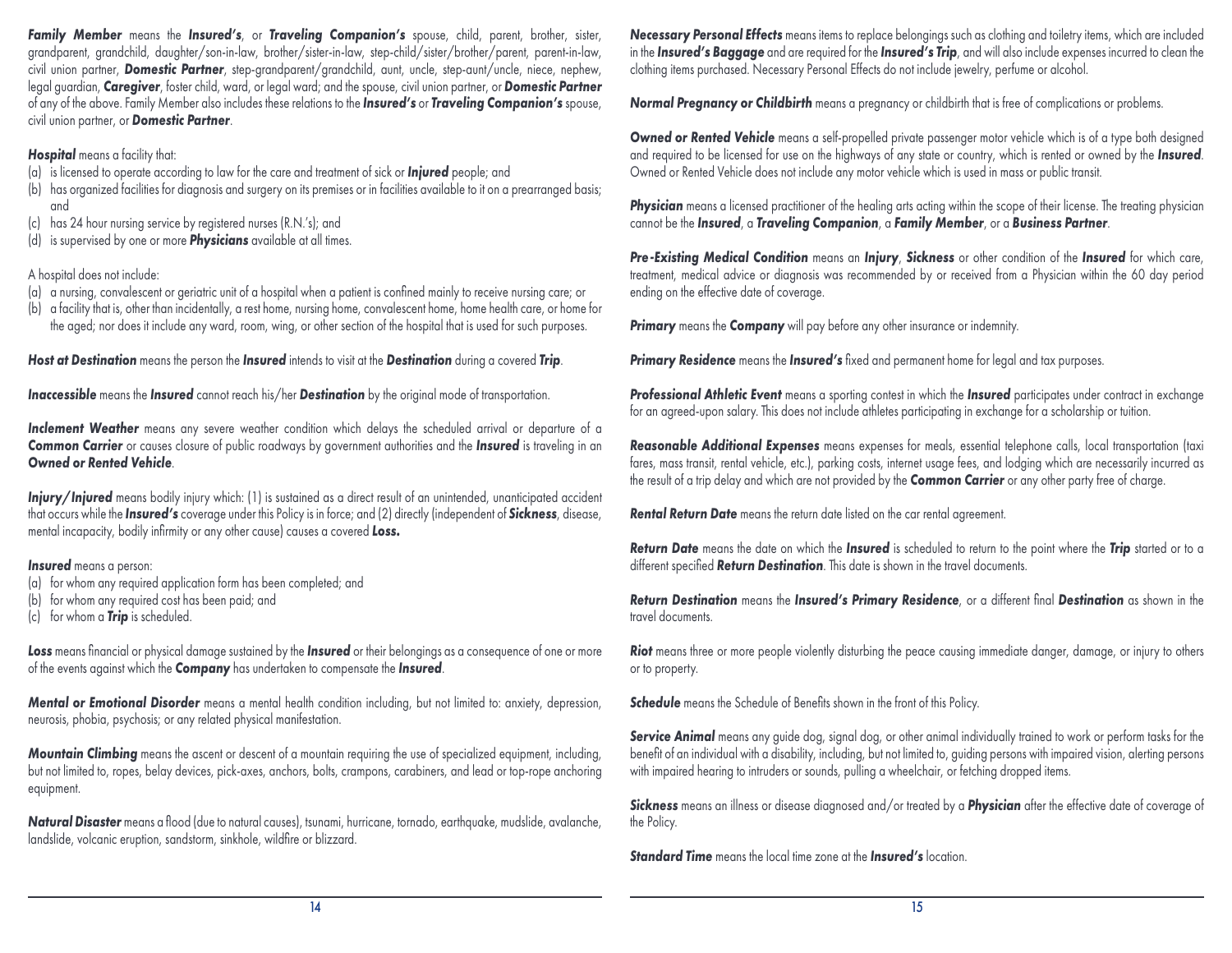***Family Member*** means the ***Insured's***, or ***Traveling Companion's*** spouse, child, parent, brother, sister, grandparent, grandchild, daughter/son-in-law, brother/sister-in-law, step-child/sister/brother/parent, parent-in-law, civil union partner, ***Domestic Partner***, step-grandparent/grandchild, aunt, uncle, step-aunt/uncle, niece, nephew, legal guardian, ***Caregiver***, foster child, ward, or legal ward; and the spouse, civil union partner, or ***Domestic Partner*** of any of the above. Family Member also includes these relations to the ***Insured's*** or ***Traveling Companion's*** spouse, civil union partner, or ***Domestic Partner***.

***Hospital*** means a facility that:

(a) is licensed to operate according to law for the care and treatment of sick or ***Injured*** people; and
(b) has organized facilities for diagnosis and surgery on its premises or in facilities available to it on a prearranged basis; and
(c) has 24 hour nursing service by registered nurses (R.N.'s); and
(d) is supervised by one or more ***Physicians*** available at all times.

A hospital does not include:

(a) a nursing, convalescent or geriatric unit of a hospital when a patient is confined mainly to receive nursing care; or
(b) a facility that is, other than incidentally, a rest home, nursing home, convalescent home, home health care, or home for the aged; nor does it include any ward, room, wing, or other section of the hospital that is used for such purposes.

***Host at Destination*** means the person the ***Insured*** intends to visit at the ***Destination*** during a covered ***Trip***.

***Inaccessible*** means the ***Insured*** cannot reach his/her ***Destination*** by the original mode of transportation.

***Inclement Weather*** means any severe weather condition which delays the scheduled arrival or departure of a ***Common Carrier*** or causes closure of public roadways by government authorities and the ***Insured*** is traveling in an ***Owned or Rented Vehicle***.

***Injury/Injured*** means bodily injury which: (1) is sustained as a direct result of an unintended, unanticipated accident that occurs while the ***Insured's*** coverage under this Policy is in force; and (2) directly (independent of ***Sickness***, disease, mental incapacity, bodily infirmity or any other cause) causes a covered ***Loss.***

***Insured*** means a person:

(a) for whom any required application form has been completed; and
(b) for whom any required cost has been paid; and
(c) for whom a ***Trip*** is scheduled.

***Loss*** means financial or physical damage sustained by the ***Insured*** or their belongings as a consequence of one or more of the events against which the ***Company*** has undertaken to compensate the ***Insured***.

***Mental or Emotional Disorder*** means a mental health condition including, but not limited to: anxiety, depression, neurosis, phobia, psychosis; or any related physical manifestation.

***Mountain Climbing*** means the ascent or descent of a mountain requiring the use of specialized equipment, including, but not limited to, ropes, belay devices, pick-axes, anchors, bolts, crampons, carabiners, and lead or top-rope anchoring equipment.

***Natural Disaster*** means a flood (due to natural causes), tsunami, hurricane, tornado, earthquake, mudslide, avalanche, landslide, volcanic eruption, sandstorm, sinkhole, wildfire or blizzard.

***Necessary Personal Effects*** means items to replace belongings such as clothing and toiletry items, which are included in the ***Insured's Baggage*** and are required for the ***Insured's Trip***, and will also include expenses incurred to clean the clothing items purchased. Necessary Personal Effects do not include jewelry, perfume or alcohol.

***Normal Pregnancy or Childbirth*** means a pregnancy or childbirth that is free of complications or problems.

***Owned or Rented Vehicle*** means a self-propelled private passenger motor vehicle which is of a type both designed and required to be licensed for use on the highways of any state or country, which is rented or owned by the ***Insured***. Owned or Rented Vehicle does not include any motor vehicle which is used in mass or public transit.

***Physician*** means a licensed practitioner of the healing arts acting within the scope of their license. The treating physician cannot be the ***Insured***, a ***Traveling Companion***, a ***Family Member***, or a ***Business Partner***.

***Pre-Existing Medical Condition*** means an ***Injury***, ***Sickness*** or other condition of the ***Insured*** for which care, treatment, medical advice or diagnosis was recommended by or received from a Physician within the 60 day period ending on the effective date of coverage.

***Primary*** means the ***Company*** will pay before any other insurance or indemnity.

***Primary Residence*** means the ***Insured's*** fixed and permanent home for legal and tax purposes.

***Professional Athletic Event*** means a sporting contest in which the ***Insured*** participates under contract in exchange for an agreed-upon salary. This does not include athletes participating in exchange for a scholarship or tuition.

***Reasonable Additional Expenses*** means expenses for meals, essential telephone calls, local transportation (taxi fares, mass transit, rental vehicle, etc.), parking costs, internet usage fees, and lodging which are necessarily incurred as the result of a trip delay and which are not provided by the ***Common Carrier*** or any other party free of charge.

***Rental Return Date*** means the return date listed on the car rental agreement.

***Return Date*** means the date on which the ***Insured*** is scheduled to return to the point where the ***Trip*** started or to a different specified ***Return Destination***. This date is shown in the travel documents.

***Return Destination*** means the ***Insured's Primary Residence***, or a different final ***Destination*** as shown in the travel documents.

***Riot*** means three or more people violently disturbing the peace causing immediate danger, damage, or injury to others or to property.

***Schedule*** means the Schedule of Benefits shown in the front of this Policy.

***Service Animal*** means any guide dog, signal dog, or other animal individually trained to work or perform tasks for the benefit of an individual with a disability, including, but not limited to, guiding persons with impaired vision, alerting persons with impaired hearing to intruders or sounds, pulling a wheelchair, or fetching dropped items.

***Sickness*** means an illness or disease diagnosed and/or treated by a ***Physician*** after the effective date of coverage of the Policy.

***Standard Time*** means the local time zone at the ***Insured's*** location.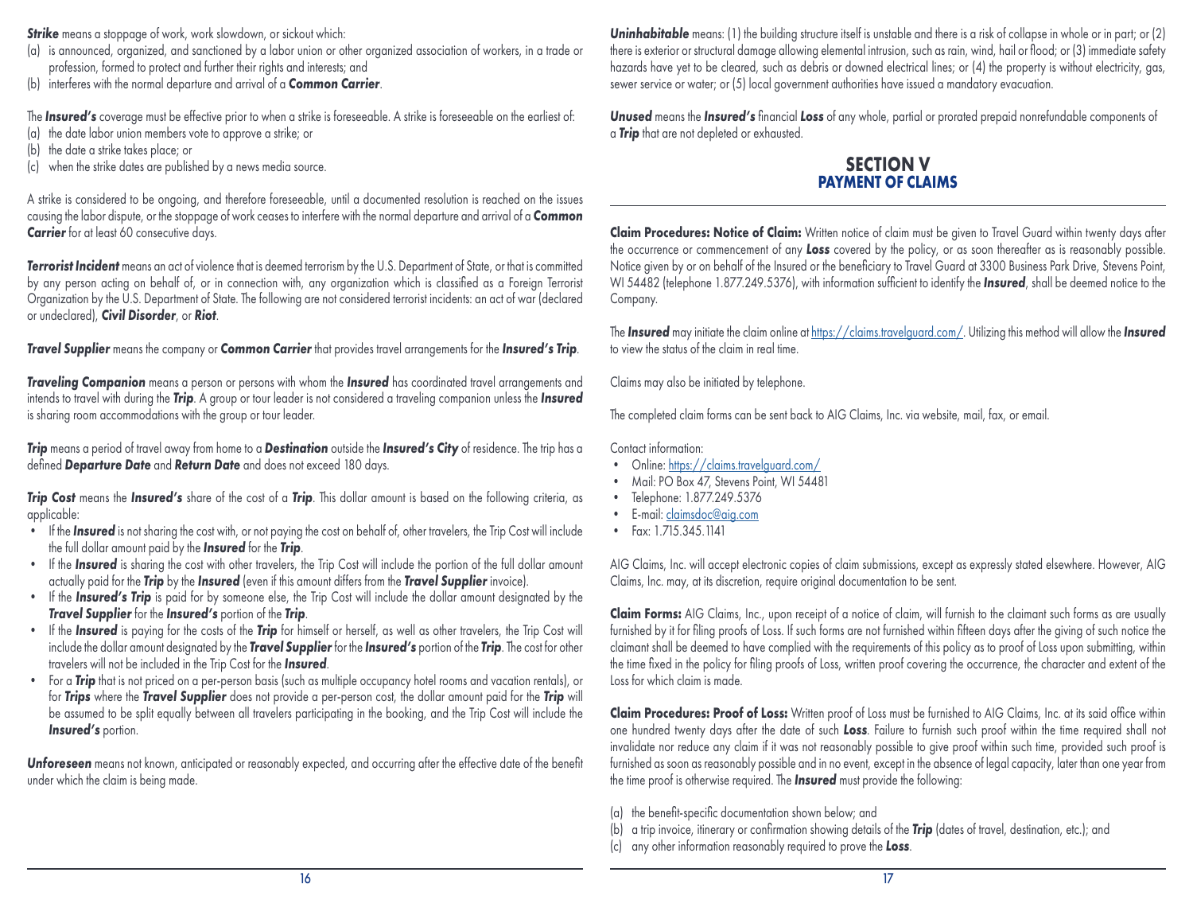***Strike*** means a stoppage of work, work slowdown, or sickout which:

(a) is announced, organized, and sanctioned by a labor union or other organized association of workers, in a trade or profession, formed to protect and further their rights and interests; and
(b) interferes with the normal departure and arrival of a ***Common Carrier***.

The ***Insured's*** coverage must be effective prior to when a strike is foreseeable. A strike is foreseeable on the earliest of:

(a) the date labor union members vote to approve a strike; or
(b) the date a strike takes place; or
(c) when the strike dates are published by a news media source.

A strike is considered to be ongoing, and therefore foreseeable, until a documented resolution is reached on the issues causing the labor dispute, or the stoppage of work ceases to interfere with the normal departure and arrival of a ***Common Carrier*** for at least 60 consecutive days.

***Terrorist Incident*** means an act of violence that is deemed terrorism by the U.S. Department of State, or that is committed by any person acting on behalf of, or in connection with, any organization which is classified as a Foreign Terrorist Organization by the U.S. Department of State. The following are not considered terrorist incidents: an act of war (declared or undeclared), ***Civil Disorder***, or ***Riot***.

***Travel Supplier*** means the company or ***Common Carrier*** that provides travel arrangements for the ***Insured's Trip***.

***Traveling Companion*** means a person or persons with whom the ***Insured*** has coordinated travel arrangements and intends to travel with during the ***Trip***. A group or tour leader is not considered a traveling companion unless the ***Insured*** is sharing room accommodations with the group or tour leader.

***Trip*** means a period of travel away from home to a ***Destination*** outside the ***Insured's City*** of residence. The trip has a defined ***Departure Date*** and ***Return Date*** and does not exceed 180 days.

***Trip Cost*** means the ***Insured's*** share of the cost of a ***Trip***. This dollar amount is based on the following criteria, as applicable:

- If the ***Insured*** is not sharing the cost with, or not paying the cost on behalf of, other travelers, the Trip Cost will include the full dollar amount paid by the ***Insured*** for the ***Trip***.
- If the ***Insured*** is sharing the cost with other travelers, the Trip Cost will include the portion of the full dollar amount actually paid for the ***Trip*** by the ***Insured*** (even if this amount differs from the ***Travel Supplier*** invoice).
- If the ***Insured's Trip*** is paid for by someone else, the Trip Cost will include the dollar amount designated by the ***Travel Supplier*** for the ***Insured's*** portion of the ***Trip***.
- If the ***Insured*** is paying for the costs of the ***Trip*** for himself or herself, as well as other travelers, the Trip Cost will include the dollar amount designated by the ***Travel Supplier*** for the ***Insured's*** portion of the ***Trip***. The cost for other travelers will not be included in the Trip Cost for the ***Insured***.
- For a ***Trip*** that is not priced on a per-person basis (such as multiple occupancy hotel rooms and vacation rentals), or for ***Trips*** where the ***Travel Supplier*** does not provide a per-person cost, the dollar amount paid for the ***Trip*** will be assumed to be split equally between all travelers participating in the booking, and the Trip Cost will include the ***Insured's*** portion.

***Unforeseen*** means not known, anticipated or reasonably expected, and occurring after the effective date of the benefit under which the claim is being made.

***Uninhabitable*** means: (1) the building structure itself is unstable and there is a risk of collapse in whole or in part; or (2) there is exterior or structural damage allowing elemental intrusion, such as rain, wind, hail or flood; or (3) immediate safety hazards have yet to be cleared, such as debris or downed electrical lines; or (4) the property is without electricity, gas, sewer service or water; or (5) local government authorities have issued a mandatory evacuation.

***Unused*** means the ***Insured's*** financial ***Loss*** of any whole, partial or prorated prepaid nonrefundable components of a ***Trip*** that are not depleted or exhausted.

## SECTION V
## PAYMENT OF CLAIMS

**Claim Procedures: Notice of Claim:** Written notice of claim must be given to Travel Guard within twenty days after the occurrence or commencement of any ***Loss*** covered by the policy, or as soon thereafter as is reasonably possible. Notice given by or on behalf of the Insured or the beneficiary to Travel Guard at 3300 Business Park Drive, Stevens Point, WI 54482 (telephone 1.877.249.5376), with information sufficient to identify the ***Insured***, shall be deemed notice to the Company.

The ***Insured*** may initiate the claim online at https://claims.travelguard.com/. Utilizing this method will allow the ***Insured*** to view the status of the claim in real time.

Claims may also be initiated by telephone.

The completed claim forms can be sent back to AIG Claims, Inc. via website, mail, fax, or email.

Contact information:

- Online: https://claims.travelguard.com/
- Mail: PO Box 47, Stevens Point, WI 54481
- Telephone: 1.877.249.5376
- E-mail: claimsdoc@aig.com
- Fax: 1.715.345.1141

AIG Claims, Inc. will accept electronic copies of claim submissions, except as expressly stated elsewhere. However, AIG Claims, Inc. may, at its discretion, require original documentation to be sent.

**Claim Forms:** AIG Claims, Inc., upon receipt of a notice of claim, will furnish to the claimant such forms as are usually furnished by it for filing proofs of Loss. If such forms are not furnished within fifteen days after the giving of such notice the claimant shall be deemed to have complied with the requirements of this policy as to proof of Loss upon submitting, within the time fixed in the policy for filing proofs of Loss, written proof covering the occurrence, the character and extent of the Loss for which claim is made.

**Claim Procedures: Proof of Loss:** Written proof of Loss must be furnished to AIG Claims, Inc. at its said office within one hundred twenty days after the date of such ***Loss***. Failure to furnish such proof within the time required shall not invalidate nor reduce any claim if it was not reasonably possible to give proof within such time, provided such proof is furnished as soon as reasonably possible and in no event, except in the absence of legal capacity, later than one year from the time proof is otherwise required. The ***Insured*** must provide the following:

(a) the benefit-specific documentation shown below; and
(b) a trip invoice, itinerary or confirmation showing details of the ***Trip*** (dates of travel, destination, etc.); and
(c) any other information reasonably required to prove the ***Loss***.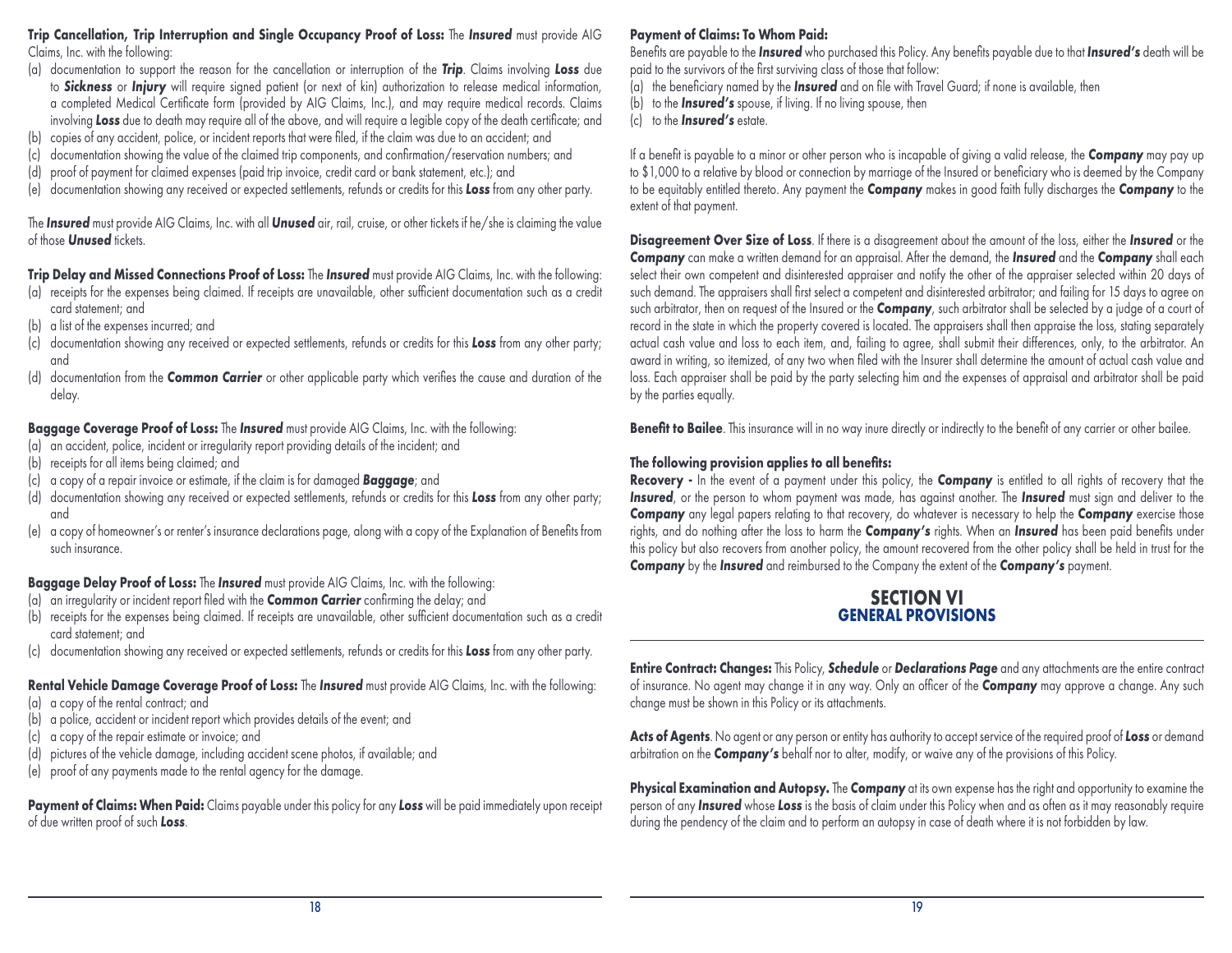**Trip Cancellation, Trip Interruption and Single Occupancy Proof of Loss:** The ***Insured*** must provide AIG Claims, Inc. with the following:

(a) documentation to support the reason for the cancellation or interruption of the ***Trip***. Claims involving ***Loss*** due to ***Sickness*** or ***Injury*** will require signed patient (or next of kin) authorization to release medical information, a completed Medical Certificate form (provided by AIG Claims, Inc.), and may require medical records. Claims involving ***Loss*** due to death may require all of the above, and will require a legible copy of the death certificate; and
(b) copies of any accident, police, or incident reports that were filed, if the claim was due to an accident; and
(c) documentation showing the value of the claimed trip components, and confirmation/reservation numbers; and
(d) proof of payment for claimed expenses (paid trip invoice, credit card or bank statement, etc.); and
(e) documentation showing any received or expected settlements, refunds or credits for this ***Loss*** from any other party.

The ***Insured*** must provide AIG Claims, Inc. with all ***Unused*** air, rail, cruise, or other tickets if he/she is claiming the value of those ***Unused*** tickets.

**Trip Delay and Missed Connections Proof of Loss:** The ***Insured*** must provide AIG Claims, Inc. with the following:

(a) receipts for the expenses being claimed. If receipts are unavailable, other sufficient documentation such as a credit card statement; and
(b) a list of the expenses incurred; and
(c) documentation showing any received or expected settlements, refunds or credits for this ***Loss*** from any other party; and
(d) documentation from the ***Common Carrier*** or other applicable party which verifies the cause and duration of the delay.

**Baggage Coverage Proof of Loss:** The ***Insured*** must provide AIG Claims, Inc. with the following:

(a) an accident, police, incident or irregularity report providing details of the incident; and
(b) receipts for all items being claimed; and
(c) a copy of a repair invoice or estimate, if the claim is for damaged ***Baggage***; and
(d) documentation showing any received or expected settlements, refunds or credits for this ***Loss*** from any other party; and
(e) a copy of homeowner's or renter's insurance declarations page, along with a copy of the Explanation of Benefits from such insurance.

**Baggage Delay Proof of Loss:** The ***Insured*** must provide AIG Claims, Inc. with the following:

(a) an irregularity or incident report filed with the ***Common Carrier*** confirming the delay; and
(b) receipts for the expenses being claimed. If receipts are unavailable, other sufficient documentation such as a credit card statement; and
(c) documentation showing any received or expected settlements, refunds or credits for this ***Loss*** from any other party.

**Rental Vehicle Damage Coverage Proof of Loss:** The ***Insured*** must provide AIG Claims, Inc. with the following:

(a) a copy of the rental contract; and
(b) a police, accident or incident report which provides details of the event; and
(c) a copy of the repair estimate or invoice; and
(d) pictures of the vehicle damage, including accident scene photos, if available; and
(e) proof of any payments made to the rental agency for the damage.

**Payment of Claims: When Paid:** Claims payable under this policy for any ***Loss*** will be paid immediately upon receipt of due written proof of such ***Loss***.

**Payment of Claims: To Whom Paid:**
Benefits are payable to the ***Insured*** who purchased this Policy. Any benefits payable due to that ***Insured's*** death will be paid to the survivors of the first surviving class of those that follow:

(a) the beneficiary named by the ***Insured*** and on file with Travel Guard; if none is available, then
(b) to the ***Insured's*** spouse, if living. If no living spouse, then
(c) to the ***Insured's*** estate.

If a benefit is payable to a minor or other person who is incapable of giving a valid release, the ***Company*** may pay up to $1,000 to a relative by blood or connection by marriage of the Insured or beneficiary who is deemed by the Company to be equitably entitled thereto. Any payment the ***Company*** makes in good faith fully discharges the ***Company*** to the extent of that payment.

**Disagreement Over Size of Loss**. If there is a disagreement about the amount of the loss, either the ***Insured*** or the ***Company*** can make a written demand for an appraisal. After the demand, the ***Insured*** and the ***Company*** shall each select their own competent and disinterested appraiser and notify the other of the appraiser selected within 20 days of such demand. The appraisers shall first select a competent and disinterested arbitrator; and failing for 15 days to agree on such arbitrator, then on request of the Insured or the ***Company***, such arbitrator shall be selected by a judge of a court of record in the state in which the property covered is located. The appraisers shall then appraise the loss, stating separately actual cash value and loss to each item, and, failing to agree, shall submit their differences, only, to the arbitrator. An award in writing, so itemized, of any two when filed with the Insurer shall determine the amount of actual cash value and loss. Each appraiser shall be paid by the party selecting him and the expenses of appraisal and arbitrator shall be paid by the parties equally.

**Benefit to Bailee**. This insurance will in no way inure directly or indirectly to the benefit of any carrier or other bailee.

**The following provision applies to all benefits:**
**Recovery -** In the event of a payment under this policy, the ***Company*** is entitled to all rights of recovery that the ***Insured***, or the person to whom payment was made, has against another. The ***Insured*** must sign and deliver to the ***Company*** any legal papers relating to that recovery, do whatever is necessary to help the ***Company*** exercise those rights, and do nothing after the loss to harm the ***Company's*** rights. When an ***Insured*** has been paid benefits under this policy but also recovers from another policy, the amount recovered from the other policy shall be held in trust for the ***Company*** by the ***Insured*** and reimbursed to the Company the extent of the ***Company's*** payment.

## SECTION VI
## GENERAL PROVISIONS

**Entire Contract: Changes:** This Policy, ***Schedule*** or ***Declarations Page*** and any attachments are the entire contract of insurance. No agent may change it in any way. Only an officer of the ***Company*** may approve a change. Any such change must be shown in this Policy or its attachments.

**Acts of Agents**. No agent or any person or entity has authority to accept service of the required proof of ***Loss*** or demand arbitration on the ***Company's*** behalf nor to alter, modify, or waive any of the provisions of this Policy.

**Physical Examination and Autopsy.** The ***Company*** at its own expense has the right and opportunity to examine the person of any ***Insured*** whose ***Loss*** is the basis of claim under this Policy when and as often as it may reasonably require during the pendency of the claim and to perform an autopsy in case of death where it is not forbidden by law.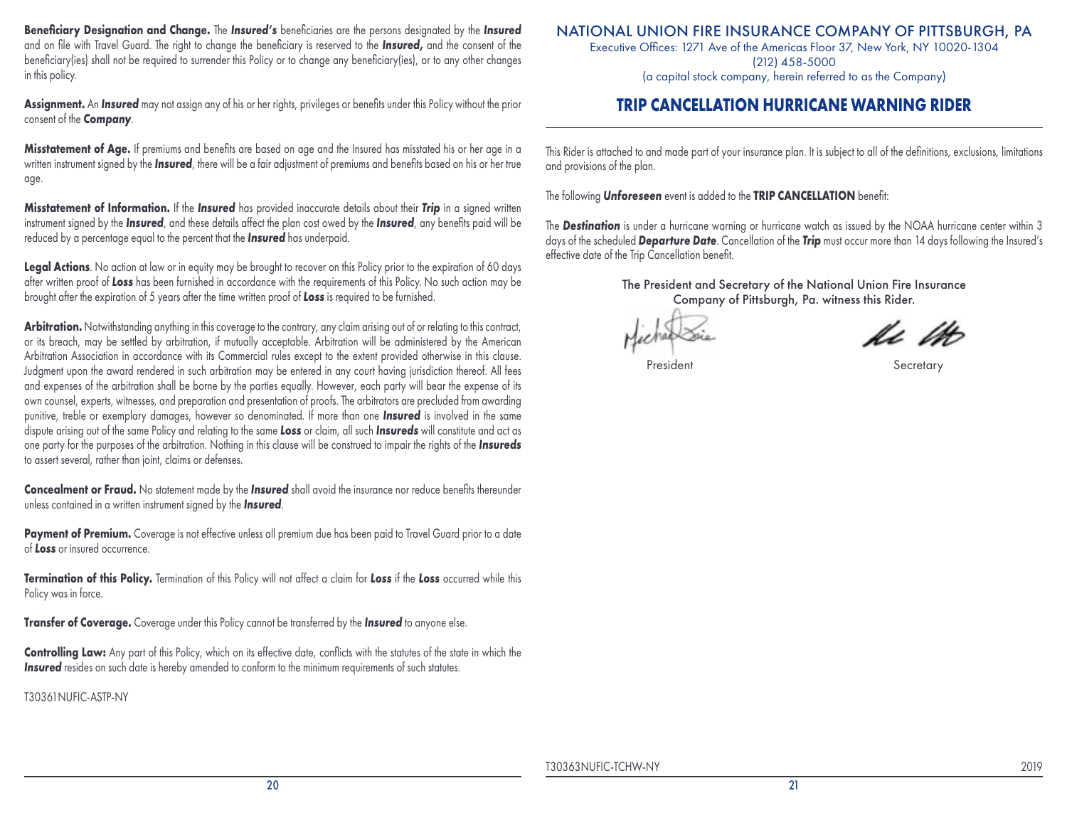**Beneficiary Designation and Change.** The ***Insured's*** beneficiaries are the persons designated by the ***Insured*** and on file with Travel Guard. The right to change the beneficiary is reserved to the ***Insured,*** and the consent of the beneficiary(ies) shall not be required to surrender this Policy or to change any beneficiary(ies), or to any other changes in this policy.

**Assignment.** An ***Insured*** may not assign any of his or her rights, privileges or benefits under this Policy without the prior consent of the ***Company***.

**Misstatement of Age.** If premiums and benefits are based on age and the Insured has misstated his or her age in a written instrument signed by the ***Insured***, there will be a fair adjustment of premiums and benefits based on his or her true age.

**Misstatement of Information.** If the ***Insured*** has provided inaccurate details about their ***Trip*** in a signed written instrument signed by the ***Insured***, and these details affect the plan cost owed by the ***Insured***, any benefits paid will be reduced by a percentage equal to the percent that the ***Insured*** has underpaid.

**Legal Actions**. No action at law or in equity may be brought to recover on this Policy prior to the expiration of 60 days after written proof of ***Loss*** has been furnished in accordance with the requirements of this Policy. No such action may be brought after the expiration of 5 years after the time written proof of ***Loss*** is required to be furnished.

**Arbitration.** Notwithstanding anything in this coverage to the contrary, any claim arising out of or relating to this contract, or its breach, may be settled by arbitration, if mutually acceptable. Arbitration will be administered by the American Arbitration Association in accordance with its Commercial rules except to the extent provided otherwise in this clause. Judgment upon the award rendered in such arbitration may be entered in any court having jurisdiction thereof. All fees and expenses of the arbitration shall be borne by the parties equally. However, each party will bear the expense of its own counsel, experts, witnesses, and preparation and presentation of proofs. The arbitrators are precluded from awarding punitive, treble or exemplary damages, however so denominated. If more than one ***Insured*** is involved in the same dispute arising out of the same Policy and relating to the same ***Loss*** or claim, all such ***Insureds*** will constitute and act as one party for the purposes of the arbitration. Nothing in this clause will be construed to impair the rights of the ***Insureds*** to assert several, rather than joint, claims or defenses.

**Concealment or Fraud.** No statement made by the ***Insured*** shall avoid the insurance nor reduce benefits thereunder unless contained in a written instrument signed by the ***Insured***.

**Payment of Premium.** Coverage is not effective unless all premium due has been paid to Travel Guard prior to a date of ***Loss*** or insured occurrence.

**Termination of this Policy.** Termination of this Policy will not affect a claim for ***Loss*** if the ***Loss*** occurred while this Policy was in force.

**Transfer of Coverage.** Coverage under this Policy cannot be transferred by the ***Insured*** to anyone else.

**Controlling Law:** Any part of this Policy, which on its effective date, conflicts with the statutes of the state in which the ***Insured*** resides on such date is hereby amended to conform to the minimum requirements of such statutes.

T30361NUFIC-ASTP-NY

NATIONAL UNION FIRE INSURANCE COMPANY OF PITTSBURGH, PA

Executive Offices: 1271 Ave of the Americas Floor 37, New York, NY 10020-1304

(212) 458-5000

(a capital stock company, herein referred to as the Company)

# TRIP CANCELLATION HURRICANE WARNING RIDER

This Rider is attached to and made part of your insurance plan. It is subject to all of the definitions, exclusions, limitations and provisions of the plan.

The following ***Unforeseen*** event is added to the **TRIP CANCELLATION** benefit:

The ***Destination*** is under a hurricane warning or hurricane watch as issued by the NOAA hurricane center within 3 days of the scheduled ***Departure Date***. Cancellation of the ***Trip*** must occur more than 14 days following the Insured's effective date of the Trip Cancellation benefit.

The President and Secretary of the National Union Fire Insurance Company of Pittsburgh, Pa. witness this Rider.

President

Secretary

T30363NUFIC-TCHW-NY 2019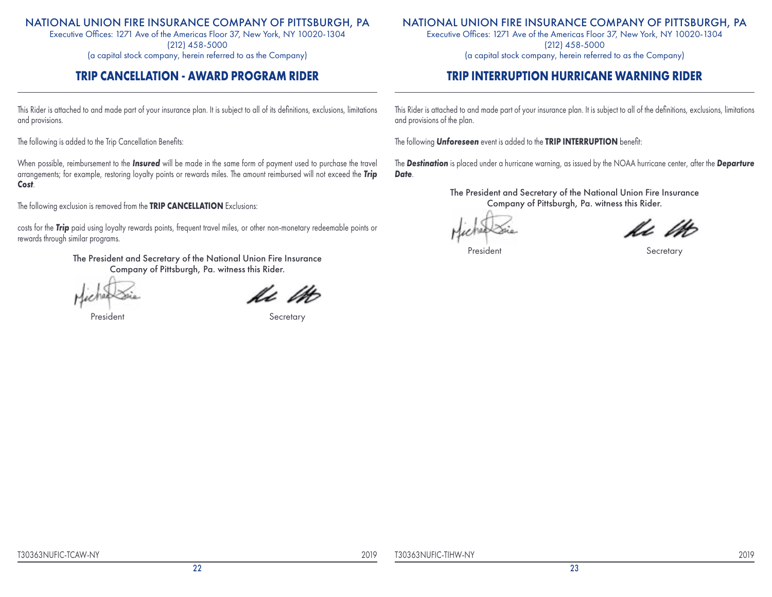NATIONAL UNION FIRE INSURANCE COMPANY OF PITTSBURGH, PA

Executive Offices: 1271 Ave of the Americas Floor 37, New York, NY 10020-1304

(212) 458-5000

(a capital stock company, herein referred to as the Company)

## TRIP CANCELLATION - AWARD PROGRAM RIDER

This Rider is attached to and made part of your insurance plan. It is subject to all of its definitions, exclusions, limitations and provisions.

The following is added to the Trip Cancellation Benefits:

When possible, reimbursement to the ***Insured*** will be made in the same form of payment used to purchase the travel arrangements; for example, restoring loyalty points or rewards miles. The amount reimbursed will not exceed the ***Trip Cost***.

The following exclusion is removed from the **TRIP CANCELLATION** Exclusions:

costs for the ***Trip*** paid using loyalty rewards points, frequent travel miles, or other non-monetary redeemable points or rewards through similar programs.

The President and Secretary of the National Union Fire Insurance Company of Pittsburgh, Pa. witness this Rider.

President

Secretary

T30363NUFIC-TCAW-NY 2019

NATIONAL UNION FIRE INSURANCE COMPANY OF PITTSBURGH, PA

Executive Offices: 1271 Ave of the Americas Floor 37, New York, NY 10020-1304

(212) 458-5000

(a capital stock company, herein referred to as the Company)

## TRIP INTERRUPTION HURRICANE WARNING RIDER

This Rider is attached to and made part of your insurance plan. It is subject to all of the definitions, exclusions, limitations and provisions of the plan.

The following ***Unforeseen*** event is added to the **TRIP INTERRUPTION** benefit:

The ***Destination*** is placed under a hurricane warning, as issued by the NOAA hurricane center, after the ***Departure Date***.

The President and Secretary of the National Union Fire Insurance Company of Pittsburgh, Pa. witness this Rider.

President

Secretary

T30363NUFIC-TIHW-NY 2019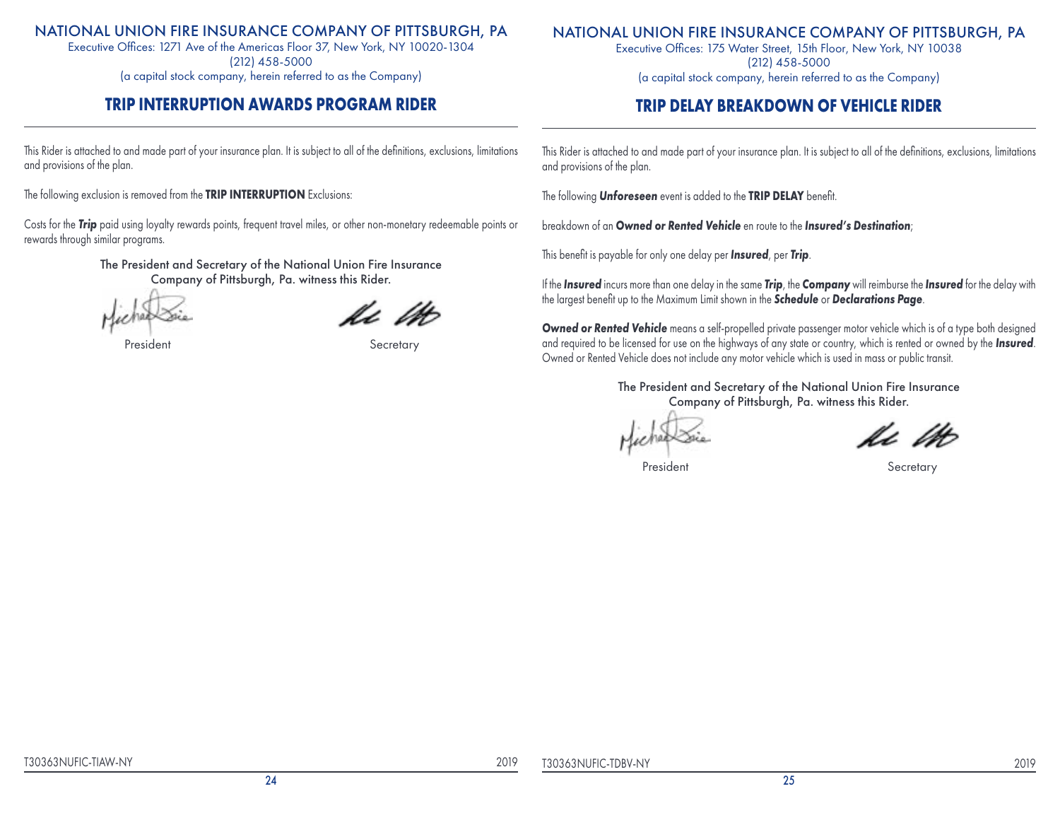NATIONAL UNION FIRE INSURANCE COMPANY OF PITTSBURGH, PA
Executive Offices: 1271 Ave of the Americas Floor 37, New York, NY 10020-1304
(212) 458-5000
(a capital stock company, herein referred to as the Company)

# TRIP INTERRUPTION AWARDS PROGRAM RIDER

This Rider is attached to and made part of your insurance plan. It is subject to all of the definitions, exclusions, limitations and provisions of the plan.

The following exclusion is removed from the **TRIP INTERRUPTION** Exclusions:

Costs for the ***Trip*** paid using loyalty rewards points, frequent travel miles, or other non-monetary redeemable points or rewards through similar programs.

The President and Secretary of the National Union Fire Insurance Company of Pittsburgh, Pa. witness this Rider.

President Secretary

T30363NUFIC-TIAW-NY 2019

NATIONAL UNION FIRE INSURANCE COMPANY OF PITTSBURGH, PA
Executive Offices: 175 Water Street, 15th Floor, New York, NY 10038
(212) 458-5000
(a capital stock company, herein referred to as the Company)

# TRIP DELAY BREAKDOWN OF VEHICLE RIDER

This Rider is attached to and made part of your insurance plan. It is subject to all of the definitions, exclusions, limitations and provisions of the plan.

The following ***Unforeseen*** event is added to the **TRIP DELAY** benefit.

breakdown of an ***Owned or Rented Vehicle*** en route to the ***Insured's Destination***;

This benefit is payable for only one delay per ***Insured***, per ***Trip***.

If the ***Insured*** incurs more than one delay in the same ***Trip***, the ***Company*** will reimburse the ***Insured*** for the delay with the largest benefit up to the Maximum Limit shown in the ***Schedule*** or ***Declarations Page***.

***Owned or Rented Vehicle*** means a self-propelled private passenger motor vehicle which is of a type both designed and required to be licensed for use on the highways of any state or country, which is rented or owned by the ***Insured***. Owned or Rented Vehicle does not include any motor vehicle which is used in mass or public transit.

The President and Secretary of the National Union Fire Insurance Company of Pittsburgh, Pa. witness this Rider.

President Secretary

T30363NUFIC-TDBV-NY 2019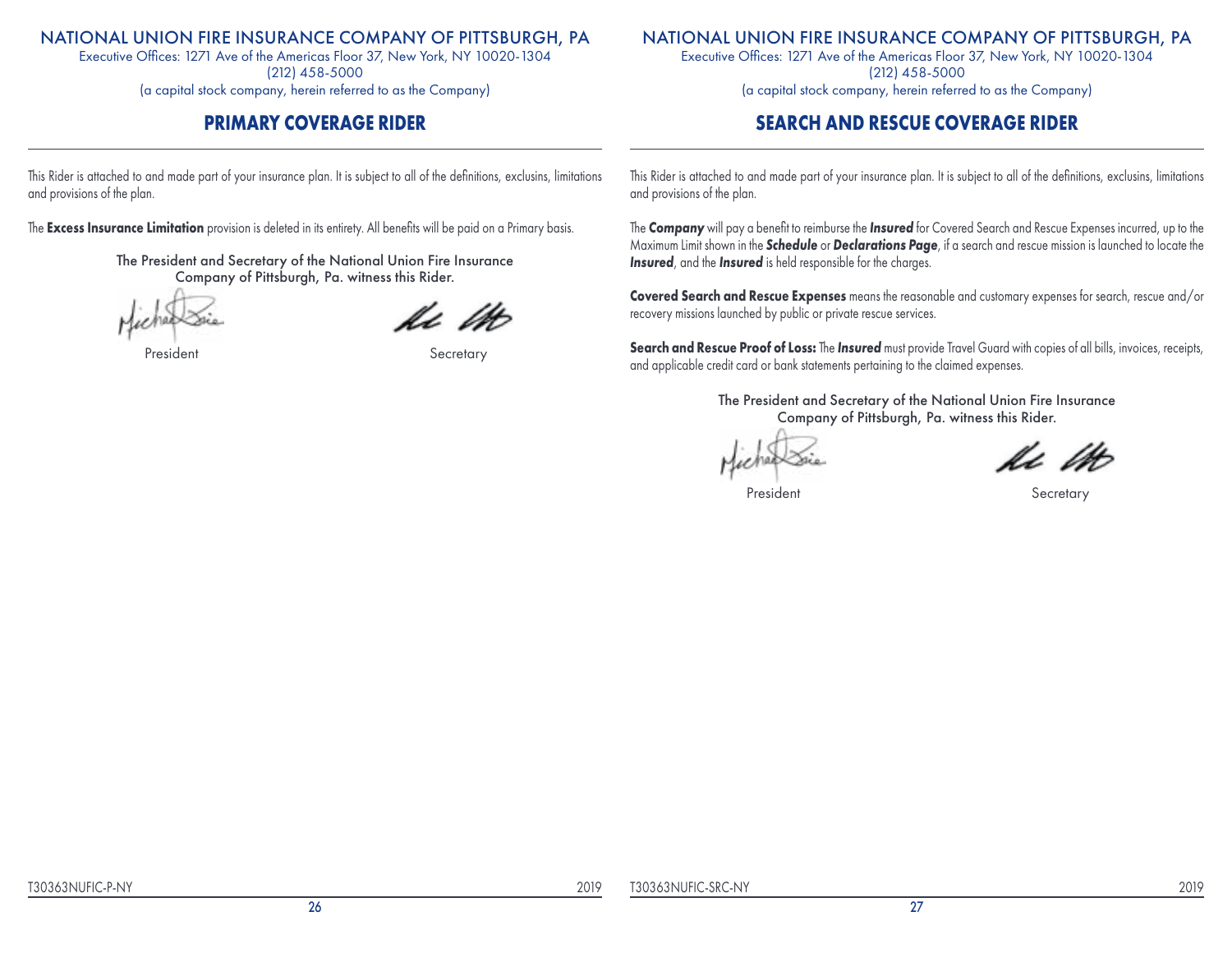NATIONAL UNION FIRE INSURANCE COMPANY OF PITTSBURGH, PA
Executive Offices: 1271 Ave of the Americas Floor 37, New York, NY 10020-1304
(212) 458-5000
(a capital stock company, herein referred to as the Company)

## PRIMARY COVERAGE RIDER

This Rider is attached to and made part of your insurance plan. It is subject to all of the definitions, exclusins, limitations and provisions of the plan.

The **Excess Insurance Limitation** provision is deleted in its entirety. All benefits will be paid on a Primary basis.

The President and Secretary of the National Union Fire Insurance Company of Pittsburgh, Pa. witness this Rider.

President Secretary

T30363NUFIC-P-NY 2019

NATIONAL UNION FIRE INSURANCE COMPANY OF PITTSBURGH, PA
Executive Offices: 1271 Ave of the Americas Floor 37, New York, NY 10020-1304
(212) 458-5000
(a capital stock company, herein referred to as the Company)

## SEARCH AND RESCUE COVERAGE RIDER

This Rider is attached to and made part of your insurance plan. It is subject to all of the definitions, exclusins, limitations and provisions of the plan.

The ***Company*** will pay a benefit to reimburse the ***Insured*** for Covered Search and Rescue Expenses incurred, up to the Maximum Limit shown in the ***Schedule*** or ***Declarations Page***, if a search and rescue mission is launched to locate the ***Insured***, and the ***Insured*** is held responsible for the charges.

**Covered Search and Rescue Expenses** means the reasonable and customary expenses for search, rescue and/or recovery missions launched by public or private rescue services.

**Search and Rescue Proof of Loss:** The ***Insured*** must provide Travel Guard with copies of all bills, invoices, receipts, and applicable credit card or bank statements pertaining to the claimed expenses.

The President and Secretary of the National Union Fire Insurance Company of Pittsburgh, Pa. witness this Rider.

President Secretary

T30363NUFIC-SRC-NY 2019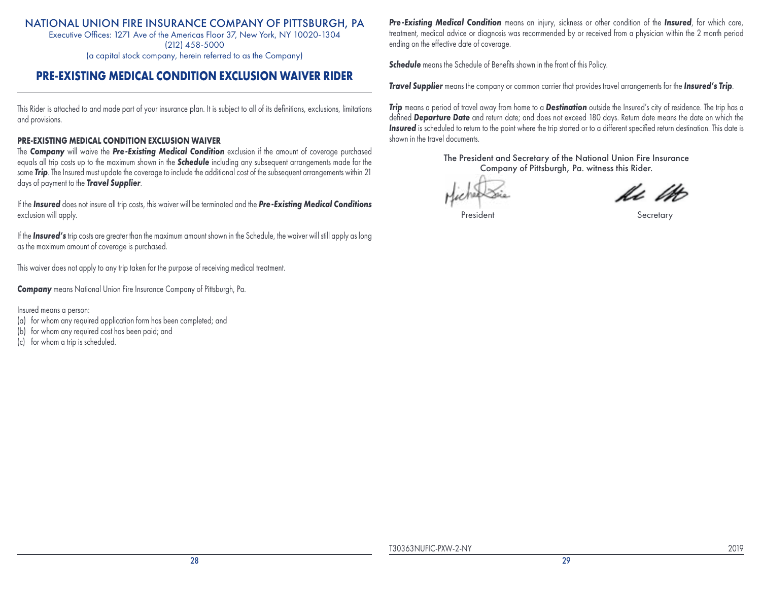# NATIONAL UNION FIRE INSURANCE COMPANY OF PITTSBURGH, PA

Executive Offices: 1271 Ave of the Americas Floor 37, New York, NY 10020-1304
(212) 458-5000
(a capital stock company, herein referred to as the Company)

## PRE-EXISTING MEDICAL CONDITION EXCLUSION WAIVER RIDER

This Rider is attached to and made part of your insurance plan. It is subject to all of its definitions, exclusions, limitations and provisions.

### PRE-EXISTING MEDICAL CONDITION EXCLUSION WAIVER

The ***Company*** will waive the ***Pre-Existing Medical Condition*** exclusion if the amount of coverage purchased equals all trip costs up to the maximum shown in the ***Schedule*** including any subsequent arrangements made for the same ***Trip***. The Insured must update the coverage to include the additional cost of the subsequent arrangements within 21 days of payment to the ***Travel Supplier***.

If the ***Insured*** does not insure all trip costs, this waiver will be terminated and the ***Pre-Existing Medical Conditions*** exclusion will apply.

If the ***Insured's*** trip costs are greater than the maximum amount shown in the Schedule, the waiver will still apply as long as the maximum amount of coverage is purchased.

This waiver does not apply to any trip taken for the purpose of receiving medical treatment.

***Company*** means National Union Fire Insurance Company of Pittsburgh, Pa.

Insured means a person:

(a) for whom any required application form has been completed; and
(b) for whom any required cost has been paid; and
(c) for whom a trip is scheduled.

***Pre-Existing Medical Condition*** means an injury, sickness or other condition of the ***Insured***, for which care, treatment, medical advice or diagnosis was recommended by or received from a physician within the 2 month period ending on the effective date of coverage.

***Schedule*** means the Schedule of Benefits shown in the front of this Policy.

***Travel Supplier*** means the company or common carrier that provides travel arrangements for the ***Insured's Trip***.

***Trip*** means a period of travel away from home to a ***Destination*** outside the Insured's city of residence. The trip has a defined ***Departure Date*** and return date; and does not exceed 180 days. Return date means the date on which the ***Insured*** is scheduled to return to the point where the trip started or to a different specified return destination. This date is shown in the travel documents.

The President and Secretary of the National Union Fire Insurance Company of Pittsburgh, Pa. witness this Rider.

President

Secretary

T30363NUFIC-PXW-2-NY 2019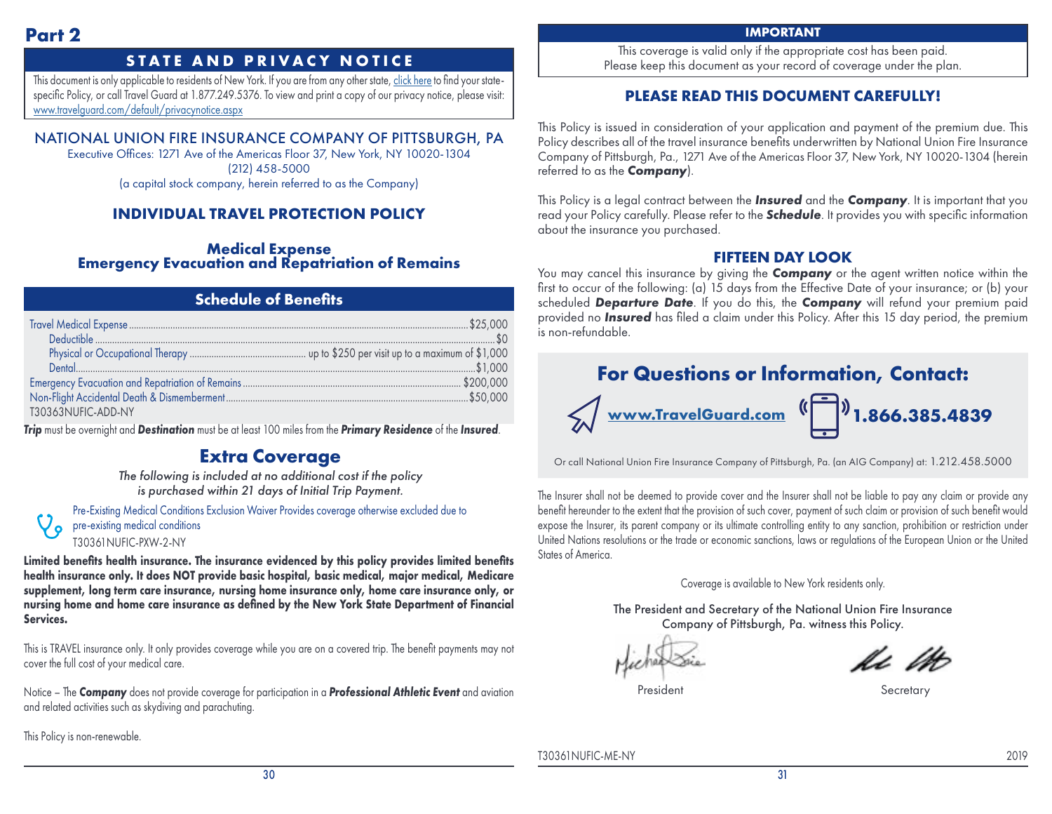# Part 2

## STATE AND PRIVACY NOTICE

This document is only applicable to residents of New York. If you are from any other state, click here to find your state-specific Policy, or call Travel Guard at 1.877.249.5376. To view and print a copy of our privacy notice, please visit: www.travelguard.com/default/privacynotice.aspx

## NATIONAL UNION FIRE INSURANCE COMPANY OF PITTSBURGH, PA

Executive Offices: 1271 Ave of the Americas Floor 37, New York, NY 10020-1304
(212) 458-5000
(a capital stock company, herein referred to as the Company)

## INDIVIDUAL TRAVEL PROTECTION POLICY

### Medical Expense
### Emergency Evacuation and Repatriation of Remains

### Schedule of Benefits

| Benefit | Amount |
|---|---|
| Travel Medical Expense | $25,000 |
| Deductible | $0 |
| Physical or Occupational Therapy | up to $250 per visit up to a maximum of $1,000 |
| Dental | $1,000 |
| Emergency Evacuation and Repatriation of Remains | $200,000 |
| Non-Flight Accidental Death & Dismemberment | $50,000 |

T30363NUFIC-ADD-NY

***Trip*** must be overnight and ***Destination*** must be at least 100 miles from the ***Primary Residence*** of the ***Insured***.

## Extra Coverage

*The following is included at no additional cost if the policy is purchased within 21 days of Initial Trip Payment.*

Pre-Existing Medical Conditions Exclusion Waiver Provides coverage otherwise excluded due to pre-existing medical conditions
T30361NUFIC-PXW-2-NY

**Limited benefits health insurance. The insurance evidenced by this policy provides limited benefits health insurance only. It does NOT provide basic hospital, basic medical, major medical, Medicare supplement, long term care insurance, nursing home insurance only, home care insurance only, or nursing home and home care insurance as defined by the New York State Department of Financial Services.**

This is TRAVEL insurance only. It only provides coverage while you are on a covered trip. The benefit payments may not cover the full cost of your medical care.

Notice – The ***Company*** does not provide coverage for participation in a ***Professional Athletic Event*** and aviation and related activities such as skydiving and parachuting.

This Policy is non-renewable.

**IMPORTANT**

This coverage is valid only if the appropriate cost has been paid.
Please keep this document as your record of coverage under the plan.

## PLEASE READ THIS DOCUMENT CAREFULLY!

This Policy is issued in consideration of your application and payment of the premium due. This Policy describes all of the travel insurance benefits underwritten by National Union Fire Insurance Company of Pittsburgh, Pa., 1271 Ave of the Americas Floor 37, New York, NY 10020-1304 (herein referred to as the ***Company***).

This Policy is a legal contract between the ***Insured*** and the ***Company***. It is important that you read your Policy carefully. Please refer to the ***Schedule***. It provides you with specific information about the insurance you purchased.

### FIFTEEN DAY LOOK

You may cancel this insurance by giving the ***Company*** or the agent written notice within the first to occur of the following: (a) 15 days from the Effective Date of your insurance; or (b) your scheduled ***Departure Date***. If you do this, the ***Company*** will refund your premium paid provided no ***Insured*** has filed a claim under this Policy. After this 15 day period, the premium is non-refundable.

## For Questions or Information, Contact:

www.TravelGuard.com **1.866.385.4839**

Or call National Union Fire Insurance Company of Pittsburgh, Pa. (an AIG Company) at: 1.212.458.5000

The Insurer shall not be deemed to provide cover and the Insurer shall not be liable to pay any claim or provide any benefit hereunder to the extent that the provision of such cover, payment of such claim or provision of such benefit would expose the Insurer, its parent company or its ultimate controlling entity to any sanction, prohibition or restriction under United Nations resolutions or the trade or economic sanctions, laws or regulations of the European Union or the United States of America.

Coverage is available to New York residents only.

The President and Secretary of the National Union Fire Insurance Company of Pittsburgh, Pa. witness this Policy.

President Secretary

T30361NUFIC-ME-NY 2019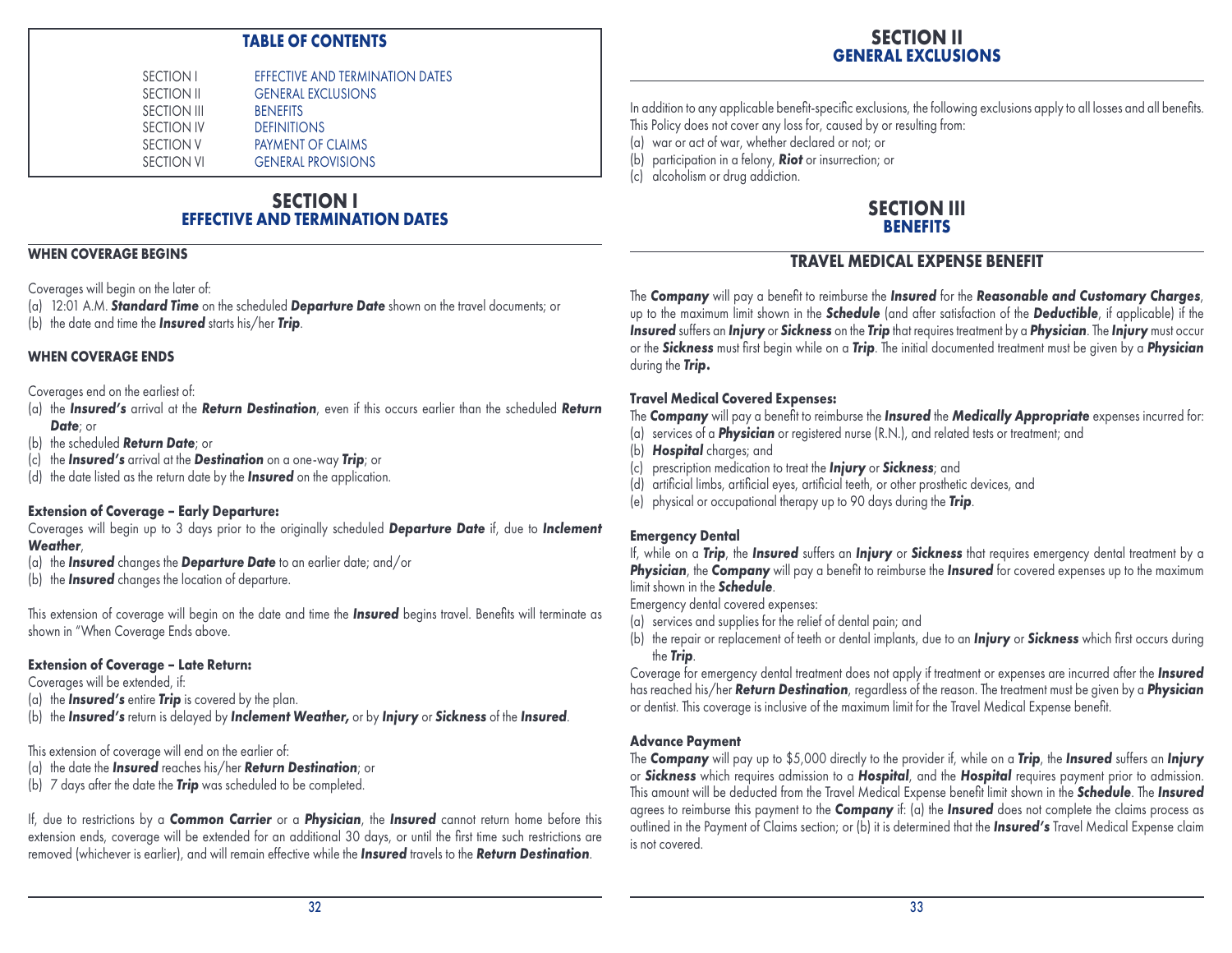## TABLE OF CONTENTS

| | |
|---|---|
| SECTION I | EFFECTIVE AND TERMINATION DATES |
| SECTION II | GENERAL EXCLUSIONS |
| SECTION III | BENEFITS |
| SECTION IV | DEFINITIONS |
| SECTION V | PAYMENT OF CLAIMS |
| SECTION VI | GENERAL PROVISIONS |

# SECTION I
## EFFECTIVE AND TERMINATION DATES

### WHEN COVERAGE BEGINS

Coverages will begin on the later of:

(a) 12:01 A.M. ***Standard Time*** on the scheduled ***Departure Date*** shown on the travel documents; or
(b) the date and time the ***Insured*** starts his/her ***Trip***.

### WHEN COVERAGE ENDS

Coverages end on the earliest of:

(a) the ***Insured's*** arrival at the ***Return Destination***, even if this occurs earlier than the scheduled ***Return Date***; or
(b) the scheduled ***Return Date***; or
(c) the ***Insured's*** arrival at the ***Destination*** on a one-way ***Trip***; or
(d) the date listed as the return date by the ***Insured*** on the application.

**Extension of Coverage – Early Departure:**
Coverages will begin up to 3 days prior to the originally scheduled ***Departure Date*** if, due to ***Inclement Weather***,

(a) the ***Insured*** changes the ***Departure Date*** to an earlier date; and/or
(b) the ***Insured*** changes the location of departure.

This extension of coverage will begin on the date and time the ***Insured*** begins travel. Benefits will terminate as shown in "When Coverage Ends above.

**Extension of Coverage – Late Return:**
Coverages will be extended, if:

(a) the ***Insured's*** entire ***Trip*** is covered by the plan.
(b) the ***Insured's*** return is delayed by ***Inclement Weather,*** or by ***Injury*** or ***Sickness*** of the ***Insured***.

This extension of coverage will end on the earlier of:

(a) the date the ***Insured*** reaches his/her ***Return Destination***; or
(b) 7 days after the date the ***Trip*** was scheduled to be completed.

If, due to restrictions by a ***Common Carrier*** or a ***Physician***, the ***Insured*** cannot return home before this extension ends, coverage will be extended for an additional 30 days, or until the first time such restrictions are removed (whichever is earlier), and will remain effective while the ***Insured*** travels to the ***Return Destination***.

# SECTION II
## GENERAL EXCLUSIONS

In addition to any applicable benefit-specific exclusions, the following exclusions apply to all losses and all benefits. This Policy does not cover any loss for, caused by or resulting from:

(a) war or act of war, whether declared or not; or
(b) participation in a felony, ***Riot*** or insurrection; or
(c) alcoholism or drug addiction.

# SECTION III
## BENEFITS

### TRAVEL MEDICAL EXPENSE BENEFIT

The ***Company*** will pay a benefit to reimburse the ***Insured*** for the ***Reasonable and Customary Charges***, up to the maximum limit shown in the ***Schedule*** (and after satisfaction of the ***Deductible***, if applicable) if the ***Insured*** suffers an ***Injury*** or ***Sickness*** on the ***Trip*** that requires treatment by a ***Physician***. The ***Injury*** must occur or the ***Sickness*** must first begin while on a ***Trip***. The initial documented treatment must be given by a ***Physician*** during the ***Trip.***

**Travel Medical Covered Expenses:**
The ***Company*** will pay a benefit to reimburse the ***Insured*** the ***Medically Appropriate*** expenses incurred for:

(a) services of a ***Physician*** or registered nurse (R.N.), and related tests or treatment; and
(b) ***Hospital*** charges; and
(c) prescription medication to treat the ***Injury*** or ***Sickness***; and
(d) artificial limbs, artificial eyes, artificial teeth, or other prosthetic devices, and
(e) physical or occupational therapy up to 90 days during the ***Trip***.

**Emergency Dental**
If, while on a ***Trip***, the ***Insured*** suffers an ***Injury*** or ***Sickness*** that requires emergency dental treatment by a ***Physician***, the ***Company*** will pay a benefit to reimburse the ***Insured*** for covered expenses up to the maximum limit shown in the ***Schedule***.

Emergency dental covered expenses:

(a) services and supplies for the relief of dental pain; and
(b) the repair or replacement of teeth or dental implants, due to an ***Injury*** or ***Sickness*** which first occurs during the ***Trip***.

Coverage for emergency dental treatment does not apply if treatment or expenses are incurred after the ***Insured*** has reached his/her ***Return Destination***, regardless of the reason. The treatment must be given by a ***Physician*** or dentist. This coverage is inclusive of the maximum limit for the Travel Medical Expense benefit.

**Advance Payment**
The ***Company*** will pay up to $5,000 directly to the provider if, while on a ***Trip***, the ***Insured*** suffers an ***Injury*** or ***Sickness*** which requires admission to a ***Hospital***, and the ***Hospital*** requires payment prior to admission. This amount will be deducted from the Travel Medical Expense benefit limit shown in the ***Schedule***. The ***Insured*** agrees to reimburse this payment to the ***Company*** if: (a) the ***Insured*** does not complete the claims process as outlined in the Payment of Claims section; or (b) it is determined that the ***Insured's*** Travel Medical Expense claim is not covered.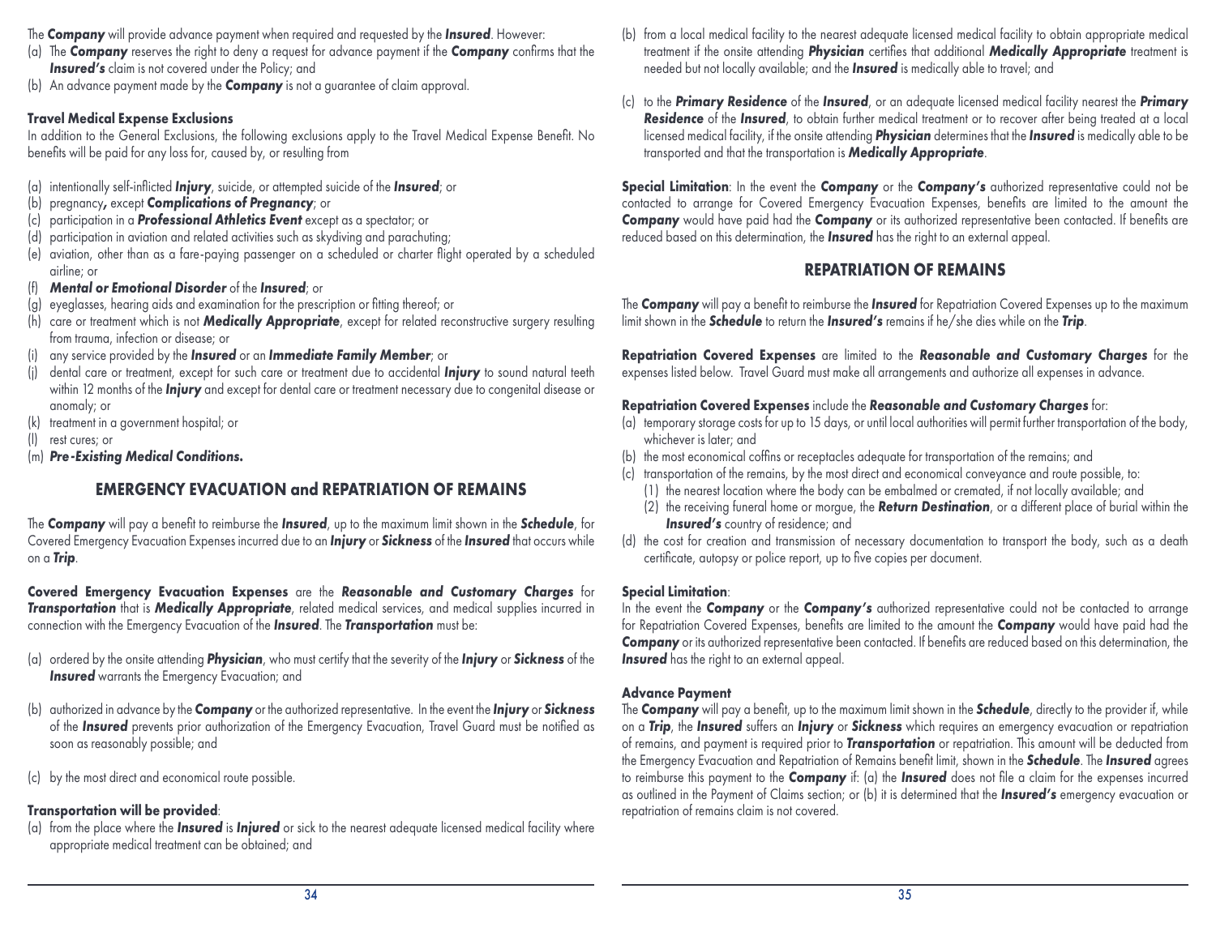The ***Company*** will provide advance payment when required and requested by the ***Insured***. However:

(a) The ***Company*** reserves the right to deny a request for advance payment if the ***Company*** confirms that the ***Insured's*** claim is not covered under the Policy; and

(b) An advance payment made by the ***Company*** is not a guarantee of claim approval.

**Travel Medical Expense Exclusions**

In addition to the General Exclusions, the following exclusions apply to the Travel Medical Expense Benefit. No benefits will be paid for any loss for, caused by, or resulting from

(a) intentionally self-inflicted ***Injury***, suicide, or attempted suicide of the ***Insured***; or

(b) pregnancy***,*** except ***Complications of Pregnancy***; or

(c) participation in a ***Professional Athletics Event*** except as a spectator; or

(d) participation in aviation and related activities such as skydiving and parachuting;

(e) aviation, other than as a fare-paying passenger on a scheduled or charter flight operated by a scheduled airline; or

(f) ***Mental or Emotional Disorder*** of the ***Insured***; or

(g) eyeglasses, hearing aids and examination for the prescription or fitting thereof; or

(h) care or treatment which is not ***Medically Appropriate***, except for related reconstructive surgery resulting from trauma, infection or disease; or

(i) any service provided by the ***Insured*** or an ***Immediate Family Member***; or

(j) dental care or treatment, except for such care or treatment due to accidental ***Injury*** to sound natural teeth within 12 months of the ***Injury*** and except for dental care or treatment necessary due to congenital disease or anomaly; or

(k) treatment in a government hospital; or

(l) rest cures; or

(m) ***Pre-Existing Medical Conditions.***

## EMERGENCY EVACUATION and REPATRIATION OF REMAINS

The ***Company*** will pay a benefit to reimburse the ***Insured***, up to the maximum limit shown in the ***Schedule***, for Covered Emergency Evacuation Expenses incurred due to an ***Injury*** or ***Sickness*** of the ***Insured*** that occurs while on a ***Trip***.

**Covered Emergency Evacuation Expenses** are the ***Reasonable and Customary Charges*** for ***Transportation*** that is ***Medically Appropriate***, related medical services, and medical supplies incurred in connection with the Emergency Evacuation of the ***Insured***. The ***Transportation*** must be:

(a) ordered by the onsite attending ***Physician***, who must certify that the severity of the ***Injury*** or ***Sickness*** of the ***Insured*** warrants the Emergency Evacuation; and

(b) authorized in advance by the ***Company*** or the authorized representative. In the event the ***Injury*** or ***Sickness*** of the ***Insured*** prevents prior authorization of the Emergency Evacuation, Travel Guard must be notified as soon as reasonably possible; and

(c) by the most direct and economical route possible.

**Transportation will be provided**:

(a) from the place where the ***Insured*** is ***Injured*** or sick to the nearest adequate licensed medical facility where appropriate medical treatment can be obtained; and

(b) from a local medical facility to the nearest adequate licensed medical facility to obtain appropriate medical treatment if the onsite attending ***Physician*** certifies that additional ***Medically Appropriate*** treatment is needed but not locally available; and the ***Insured*** is medically able to travel; and

(c) to the ***Primary Residence*** of the ***Insured***, or an adequate licensed medical facility nearest the ***Primary Residence*** of the ***Insured***, to obtain further medical treatment or to recover after being treated at a local licensed medical facility, if the onsite attending ***Physician*** determines that the ***Insured*** is medically able to be transported and that the transportation is ***Medically Appropriate***.

**Special Limitation**: In the event the ***Company*** or the ***Company's*** authorized representative could not be contacted to arrange for Covered Emergency Evacuation Expenses, benefits are limited to the amount the ***Company*** would have paid had the ***Company*** or its authorized representative been contacted. If benefits are reduced based on this determination, the ***Insured*** has the right to an external appeal.

## REPATRIATION OF REMAINS

The ***Company*** will pay a benefit to reimburse the ***Insured*** for Repatriation Covered Expenses up to the maximum limit shown in the ***Schedule*** to return the ***Insured's*** remains if he/she dies while on the ***Trip***.

**Repatriation Covered Expenses** are limited to the ***Reasonable and Customary Charges*** for the expenses listed below. Travel Guard must make all arrangements and authorize all expenses in advance.

**Repatriation Covered Expenses** include the ***Reasonable and Customary Charges*** for:

(a) temporary storage costs for up to 15 days, or until local authorities will permit further transportation of the body, whichever is later; and

(b) the most economical coffins or receptacles adequate for transportation of the remains; and

(c) transportation of the remains, by the most direct and economical conveyance and route possible, to:
   (1) the nearest location where the body can be embalmed or cremated, if not locally available; and
   (2) the receiving funeral home or morgue, the ***Return Destination***, or a different place of burial within the ***Insured's*** country of residence; and

(d) the cost for creation and transmission of necessary documentation to transport the body, such as a death certificate, autopsy or police report, up to five copies per document.

**Special Limitation**:

In the event the ***Company*** or the ***Company's*** authorized representative could not be contacted to arrange for Repatriation Covered Expenses, benefits are limited to the amount the ***Company*** would have paid had the ***Company*** or its authorized representative been contacted. If benefits are reduced based on this determination, the ***Insured*** has the right to an external appeal.

**Advance Payment**

The ***Company*** will pay a benefit, up to the maximum limit shown in the ***Schedule***, directly to the provider if, while on a ***Trip***, the ***Insured*** suffers an ***Injury*** or ***Sickness*** which requires an emergency evacuation or repatriation of remains, and payment is required prior to ***Transportation*** or repatriation. This amount will be deducted from the Emergency Evacuation and Repatriation of Remains benefit limit, shown in the ***Schedule***. The ***Insured*** agrees to reimburse this payment to the ***Company*** if: (a) the ***Insured*** does not file a claim for the expenses incurred as outlined in the Payment of Claims section; or (b) it is determined that the ***Insured's*** emergency evacuation or repatriation of remains claim is not covered.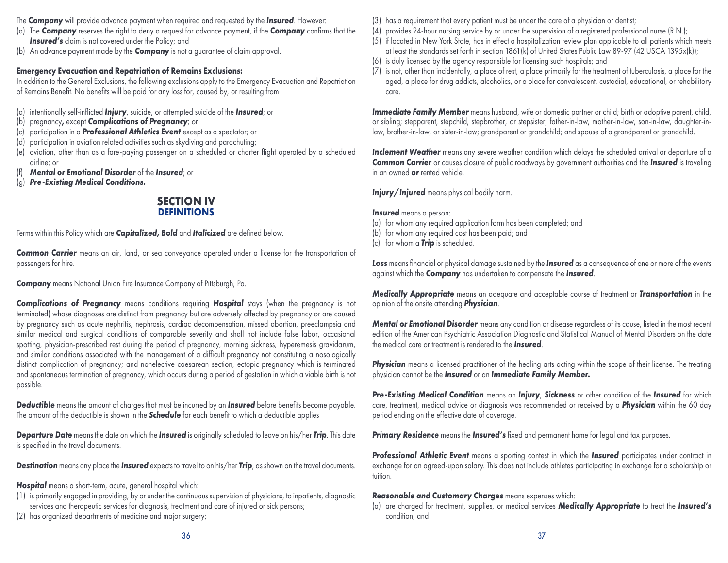The ***Company*** will provide advance payment when required and requested by the ***Insured***. However:

(a) The ***Company*** reserves the right to deny a request for advance payment, if the ***Company*** confirms that the ***Insured's*** claim is not covered under the Policy; and
(b) An advance payment made by the ***Company*** is not a guarantee of claim approval.

**Emergency Evacuation and Repatriation of Remains Exclusions:**

In addition to the General Exclusions, the following exclusions apply to the Emergency Evacuation and Repatriation of Remains Benefit. No benefits will be paid for any loss for, caused by, or resulting from

(a) intentionally self-inflicted ***Injury***, suicide, or attempted suicide of the ***Insured***; or
(b) pregnancy***,*** except ***Complications of Pregnancy***; or
(c) participation in a ***Professional Athletics Event*** except as a spectator; or
(d) participation in aviation related activities such as skydiving and parachuting;
(e) aviation, other than as a fare-paying passenger on a scheduled or charter flight operated by a scheduled airline; or
(f) ***Mental or Emotional Disorder*** of the ***Insured***; or
(g) ***Pre-Existing Medical Conditions.***

## SECTION IV
## DEFINITIONS

Terms within this Policy which are ***Capitalized, Bold*** and ***Italicized*** are defined below.

***Common Carrier*** means an air, land, or sea conveyance operated under a license for the transportation of passengers for hire.

***Company*** means National Union Fire Insurance Company of Pittsburgh, Pa.

***Complications of Pregnancy*** means conditions requiring ***Hospital*** stays (when the pregnancy is not terminated) whose diagnoses are distinct from pregnancy but are adversely affected by pregnancy or are caused by pregnancy such as acute nephritis, nephrosis, cardiac decompensation, missed abortion, preeclampsia and similar medical and surgical conditions of comparable severity and shall not include false labor, occasional spotting, physician-prescribed rest during the period of pregnancy, morning sickness, hyperemesis gravidarum, and similar conditions associated with the management of a difficult pregnancy not constituting a nosologically distinct complication of pregnancy; and nonelective caesarean section, ectopic pregnancy which is terminated and spontaneous termination of pregnancy, which occurs during a period of gestation in which a viable birth is not possible.

***Deductible*** means the amount of charges that must be incurred by an ***Insured*** before benefits become payable. The amount of the deductible is shown in the ***Schedule*** for each benefit to which a deductible applies

***Departure Date*** means the date on which the ***Insured*** is originally scheduled to leave on his/her ***Trip***. This date is specified in the travel documents.

***Destination*** means any place the ***Insured*** expects to travel to on his/her ***Trip***, as shown on the travel documents.

***Hospital*** means a short-term, acute, general hospital which:

(1) is primarily engaged in providing, by or under the continuous supervision of physicians, to inpatients, diagnostic services and therapeutic services for diagnosis, treatment and care of injured or sick persons;
(2) has organized departments of medicine and major surgery;
(3) has a requirement that every patient must be under the care of a physician or dentist;
(4) provides 24-hour nursing service by or under the supervision of a registered professional nurse (R.N.);
(5) if located in New York State, has in effect a hospitalization review plan applicable to all patients which meets at least the standards set forth in section 1861(k) of United States Public Law 89-97 (42 USCA 1395x(k));
(6) is duly licensed by the agency responsible for licensing such hospitals; and
(7) is not, other than incidentally, a place of rest, a place primarily for the treatment of tuberculosis, a place for the aged, a place for drug addicts, alcoholics, or a place for convalescent, custodial, educational, or rehabilitory care.

***Immediate Family Member*** means husband, wife or domestic partner or child; birth or adoptive parent, child, or sibling; stepparent, stepchild, stepbrother, or stepsister; father-in-law, mother-in-law, son-in-law, daughter-in-law, brother-in-law, or sister-in-law; grandparent or grandchild; and spouse of a grandparent or grandchild.

***Inclement Weather*** means any severe weather condition which delays the scheduled arrival or departure of a ***Common Carrier*** or causes closure of public roadways by government authorities and the ***Insured*** is traveling in an owned ***or*** rented vehicle.

***Injury/Injured*** means physical bodily harm.

***Insured*** means a person:

(a) for whom any required application form has been completed; and
(b) for whom any required cost has been paid; and
(c) for whom a ***Trip*** is scheduled.

***Loss*** means financial or physical damage sustained by the ***Insured*** as a consequence of one or more of the events against which the ***Company*** has undertaken to compensate the ***Insured***.

***Medically Appropriate*** means an adequate and acceptable course of treatment or ***Transportation*** in the opinion of the onsite attending ***Physician***.

***Mental or Emotional Disorder*** means any condition or disease regardless of its cause, listed in the most recent edition of the American Psychiatric Association Diagnostic and Statistical Manual of Mental Disorders on the date the medical care or treatment is rendered to the ***Insured***.

***Physician*** means a licensed practitioner of the healing arts acting within the scope of their license. The treating physician cannot be the ***Insured*** or an ***Immediate Family Member.***

***Pre-Existing Medical Condition*** means an ***Injury***, ***Sickness*** or other condition of the ***Insured*** for which care, treatment, medical advice or diagnosis was recommended or received by a ***Physician*** within the 60 day period ending on the effective date of coverage.

***Primary Residence*** means the ***Insured's*** fixed and permanent home for legal and tax purposes.

***Professional Athletic Event*** means a sporting contest in which the ***Insured*** participates under contract in exchange for an agreed-upon salary. This does not include athletes participating in exchange for a scholarship or tuition.

***Reasonable and Customary Charges*** means expenses which:

(a) are charged for treatment, supplies, or medical services ***Medically Appropriate*** to treat the ***Insured's*** condition; and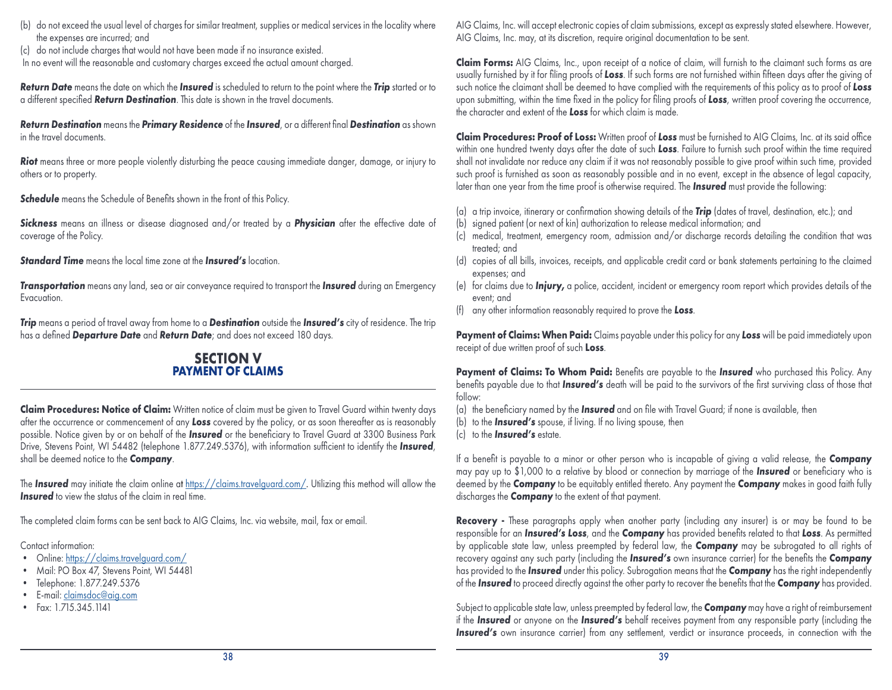(b) do not exceed the usual level of charges for similar treatment, supplies or medical services in the locality where the expenses are incurred; and
(c) do not include charges that would not have been made if no insurance existed.

In no event will the reasonable and customary charges exceed the actual amount charged.

***Return Date*** means the date on which the ***Insured*** is scheduled to return to the point where the ***Trip*** started or to a different specified ***Return Destination***. This date is shown in the travel documents.

***Return Destination*** means the ***Primary Residence*** of the ***Insured***, or a different final ***Destination*** as shown in the travel documents.

***Riot*** means three or more people violently disturbing the peace causing immediate danger, damage, or injury to others or to property.

***Schedule*** means the Schedule of Benefits shown in the front of this Policy.

***Sickness*** means an illness or disease diagnosed and/or treated by a ***Physician*** after the effective date of coverage of the Policy.

***Standard Time*** means the local time zone at the ***Insured's*** location.

***Transportation*** means any land, sea or air conveyance required to transport the ***Insured*** during an Emergency Evacuation.

***Trip*** means a period of travel away from home to a ***Destination*** outside the ***Insured's*** city of residence. The trip has a defined ***Departure Date*** and ***Return Date***; and does not exceed 180 days.

## SECTION V
## PAYMENT OF CLAIMS

**Claim Procedures: Notice of Claim:** Written notice of claim must be given to Travel Guard within twenty days after the occurrence or commencement of any ***Loss*** covered by the policy, or as soon thereafter as is reasonably possible. Notice given by or on behalf of the ***Insured*** or the beneficiary to Travel Guard at 3300 Business Park Drive, Stevens Point, WI 54482 (telephone 1.877.249.5376), with information sufficient to identify the ***Insured***, shall be deemed notice to the ***Company***.

The ***Insured*** may initiate the claim online at https://claims.travelguard.com/. Utilizing this method will allow the ***Insured*** to view the status of the claim in real time.

The completed claim forms can be sent back to AIG Claims, Inc. via website, mail, fax or email.

Contact information:

- Online: https://claims.travelguard.com/
- Mail: PO Box 47, Stevens Point, WI 54481
- Telephone: 1.877.249.5376
- E-mail: claimsdoc@aig.com
- Fax: 1.715.345.1141

AIG Claims, Inc. will accept electronic copies of claim submissions, except as expressly stated elsewhere. However, AIG Claims, Inc. may, at its discretion, require original documentation to be sent.

**Claim Forms:** AIG Claims, Inc., upon receipt of a notice of claim, will furnish to the claimant such forms as are usually furnished by it for filing proofs of ***Loss***. If such forms are not furnished within fifteen days after the giving of such notice the claimant shall be deemed to have complied with the requirements of this policy as to proof of ***Loss*** upon submitting, within the time fixed in the policy for filing proofs of ***Loss***, written proof covering the occurrence, the character and extent of the ***Loss*** for which claim is made.

**Claim Procedures: Proof of Loss:** Written proof of ***Loss*** must be furnished to AIG Claims, Inc. at its said office within one hundred twenty days after the date of such ***Loss***. Failure to furnish such proof within the time required shall not invalidate nor reduce any claim if it was not reasonably possible to give proof within such time, provided such proof is furnished as soon as reasonably possible and in no event, except in the absence of legal capacity, later than one year from the time proof is otherwise required. The ***Insured*** must provide the following:

(a) a trip invoice, itinerary or confirmation showing details of the ***Trip*** (dates of travel, destination, etc.); and
(b) signed patient (or next of kin) authorization to release medical information; and
(c) medical, treatment, emergency room, admission and/or discharge records detailing the condition that was treated; and
(d) copies of all bills, invoices, receipts, and applicable credit card or bank statements pertaining to the claimed expenses; and
(e) for claims due to ***Injury,*** a police, accident, incident or emergency room report which provides details of the event; and
(f) any other information reasonably required to prove the ***Loss***.

**Payment of Claims: When Paid:** Claims payable under this policy for any ***Loss*** will be paid immediately upon receipt of due written proof of such **Loss**.

**Payment of Claims: To Whom Paid:** Benefits are payable to the ***Insured*** who purchased this Policy. Any benefits payable due to that ***Insured's*** death will be paid to the survivors of the first surviving class of those that follow:

(a) the beneficiary named by the ***Insured*** and on file with Travel Guard; if none is available, then
(b) to the ***Insured's*** spouse, if living. If no living spouse, then
(c) to the ***Insured's*** estate.

If a benefit is payable to a minor or other person who is incapable of giving a valid release, the ***Company*** may pay up to $1,000 to a relative by blood or connection by marriage of the ***Insured*** or beneficiary who is deemed by the ***Company*** to be equitably entitled thereto. Any payment the ***Company*** makes in good faith fully discharges the ***Company*** to the extent of that payment.

**Recovery -** These paragraphs apply when another party (including any insurer) is or may be found to be responsible for an ***Insured's Loss***, and the ***Company*** has provided benefits related to that ***Loss***. As permitted by applicable state law, unless preempted by federal law, the ***Company*** may be subrogated to all rights of recovery against any such party (including the ***Insured's*** own insurance carrier) for the benefits the ***Company*** has provided to the ***Insured*** under this policy. Subrogation means that the ***Company*** has the right independently of the ***Insured*** to proceed directly against the other party to recover the benefits that the ***Company*** has provided.

Subject to applicable state law, unless preempted by federal law, the ***Company*** may have a right of reimbursement if the ***Insured*** or anyone on the ***Insured's*** behalf receives payment from any responsible party (including the ***Insured's*** own insurance carrier) from any settlement, verdict or insurance proceeds, in connection with the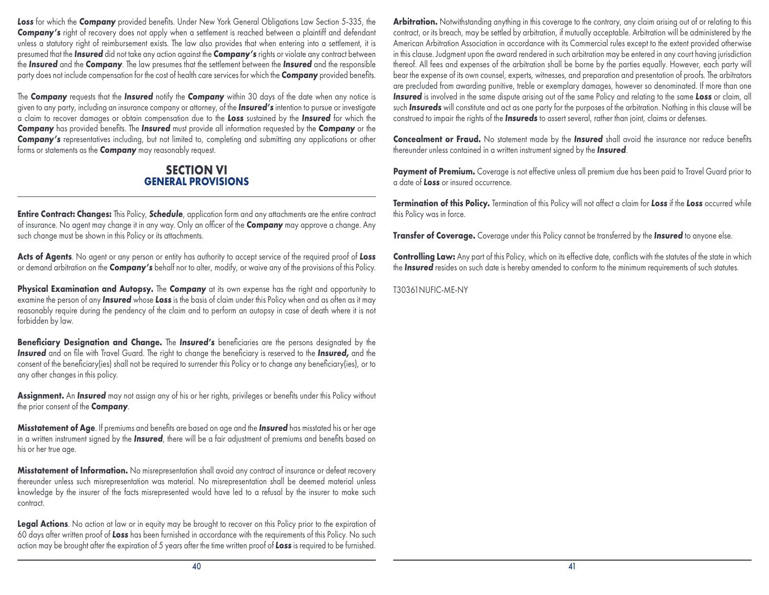***Loss*** for which the ***Company*** provided benefits. Under New York General Obligations Law Section 5-335, the ***Company's*** right of recovery does not apply when a settlement is reached between a plaintiff and defendant unless a statutory right of reimbursement exists. The law also provides that when entering into a settlement, it is presumed that the ***Insured*** did not take any action against the ***Company's*** rights or violate any contract between the ***Insured*** and the ***Company***. The law presumes that the settlement between the ***Insured*** and the responsible party does not include compensation for the cost of health care services for which the ***Company*** provided benefits.

The ***Company*** requests that the ***Insured*** notify the ***Company*** within 30 days of the date when any notice is given to any party, including an insurance company or attorney, of the ***Insured's*** intention to pursue or investigate a claim to recover damages or obtain compensation due to the ***Loss*** sustained by the ***Insured*** for which the ***Company*** has provided benefits. The ***Insured*** must provide all information requested by the ***Company*** or the ***Company's*** representatives including, but not limited to, completing and submitting any applications or other forms or statements as the ***Company*** may reasonably request.

## SECTION VI
## GENERAL PROVISIONS

**Entire Contract: Changes:** This Policy, ***Schedule***, application form and any attachments are the entire contract of insurance. No agent may change it in any way. Only an officer of the ***Company*** may approve a change. Any such change must be shown in this Policy or its attachments.

**Acts of Agents**. No agent or any person or entity has authority to accept service of the required proof of ***Loss*** or demand arbitration on the ***Company's*** behalf nor to alter, modify, or waive any of the provisions of this Policy.

**Physical Examination and Autopsy.** The ***Company*** at its own expense has the right and opportunity to examine the person of any ***Insured*** whose ***Loss*** is the basis of claim under this Policy when and as often as it may reasonably require during the pendency of the claim and to perform an autopsy in case of death where it is not forbidden by law.

**Beneficiary Designation and Change.** The ***Insured's*** beneficiaries are the persons designated by the ***Insured*** and on file with Travel Guard. The right to change the beneficiary is reserved to the ***Insured,*** and the consent of the beneficiary(ies) shall not be required to surrender this Policy or to change any beneficiary(ies), or to any other changes in this policy.

**Assignment.** An ***Insured*** may not assign any of his or her rights, privileges or benefits under this Policy without the prior consent of the ***Company***.

**Misstatement of Age**. If premiums and benefits are based on age and the ***Insured*** has misstated his or her age in a written instrument signed by the ***Insured***, there will be a fair adjustment of premiums and benefits based on his or her true age.

**Misstatement of Information.** No misrepresentation shall avoid any contract of insurance or defeat recovery thereunder unless such misrepresentation was material. No misrepresentation shall be deemed material unless knowledge by the insurer of the facts misrepresented would have led to a refusal by the insurer to make such contract.

**Legal Actions**. No action at law or in equity may be brought to recover on this Policy prior to the expiration of 60 days after written proof of ***Loss*** has been furnished in accordance with the requirements of this Policy. No such action may be brought after the expiration of 5 years after the time written proof of ***Loss*** is required to be furnished.

**Arbitration.** Notwithstanding anything in this coverage to the contrary, any claim arising out of or relating to this contract, or its breach, may be settled by arbitration, if mutually acceptable. Arbitration will be administered by the American Arbitration Association in accordance with its Commercial rules except to the extent provided otherwise in this clause. Judgment upon the award rendered in such arbitration may be entered in any court having jurisdiction thereof. All fees and expenses of the arbitration shall be borne by the parties equally. However, each party will bear the expense of its own counsel, experts, witnesses, and preparation and presentation of proofs. The arbitrators are precluded from awarding punitive, treble or exemplary damages, however so denominated. If more than one ***Insured*** is involved in the same dispute arising out of the same Policy and relating to the same ***Loss*** or claim, all such ***Insureds*** will constitute and act as one party for the purposes of the arbitration. Nothing in this clause will be construed to impair the rights of the ***Insureds*** to assert several, rather than joint, claims or defenses.

**Concealment or Fraud.** No statement made by the ***Insured*** shall avoid the insurance nor reduce benefits thereunder unless contained in a written instrument signed by the ***Insured***.

**Payment of Premium.** Coverage is not effective unless all premium due has been paid to Travel Guard prior to a date of ***Loss*** or insured occurrence.

**Termination of this Policy.** Termination of this Policy will not affect a claim for ***Loss*** if the ***Loss*** occurred while this Policy was in force.

**Transfer of Coverage.** Coverage under this Policy cannot be transferred by the ***Insured*** to anyone else.

**Controlling Law:** Any part of this Policy, which on its effective date, conflicts with the statutes of the state in which the ***Insured*** resides on such date is hereby amended to conform to the minimum requirements of such statutes.

T30361NUFIC-ME-NY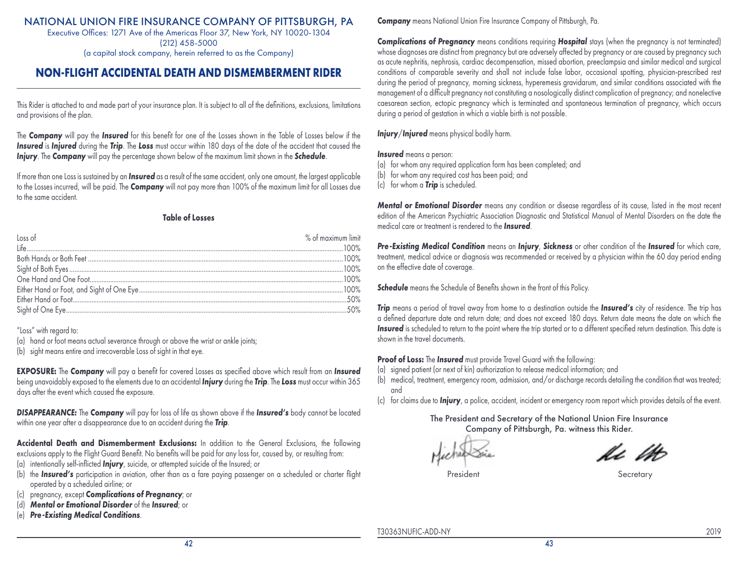NATIONAL UNION FIRE INSURANCE COMPANY OF PITTSBURGH, PA

Executive Offices: 1271 Ave of the Americas Floor 37, New York, NY 10020-1304

(212) 458-5000

(a capital stock company, herein referred to as the Company)

# NON-FLIGHT ACCIDENTAL DEATH AND DISMEMBERMENT RIDER

This Rider is attached to and made part of your insurance plan. It is subject to all of the definitions, exclusions, limitations and provisions of the plan.

The ***Company*** will pay the ***Insured*** for this benefit for one of the Losses shown in the Table of Losses below if the ***Insured*** is ***Injured*** during the ***Trip***. The ***Loss*** must occur within 180 days of the date of the accident that caused the ***Injury***. The ***Company*** will pay the percentage shown below of the maximum limit shown in the ***Schedule***.

If more than one Loss is sustained by an ***Insured*** as a result of the same accident, only one amount, the largest applicable to the Losses incurred, will be paid. The ***Company*** will not pay more than 100% of the maximum limit for all Losses due to the same accident.

**Table of Losses**

| Loss of | % of maximum limit |
|---|---|
| Life | 100% |
| Both Hands or Both Feet | 100% |
| Sight of Both Eyes | 100% |
| One Hand and One Foot | 100% |
| Either Hand or Foot, and Sight of One Eye | 100% |
| Either Hand or Foot | 50% |
| Sight of One Eye | 50% |

"Loss" with regard to:

(a) hand or foot means actual severance through or above the wrist or ankle joints;
(b) sight means entire and irrecoverable Loss of sight in that eye.

**EXPOSURE:** The ***Company*** will pay a benefit for covered Losses as specified above which result from an ***Insured*** being unavoidably exposed to the elements due to an accidental ***Injury*** during the ***Trip***. The ***Loss*** must occur within 365 days after the event which caused the exposure.

***DISAPPEARANCE:*** The ***Company*** will pay for loss of life as shown above if the ***Insured's*** body cannot be located within one year after a disappearance due to an accident during the ***Trip***.

**Accidental Death and Dismemberment Exclusions:** In addition to the General Exclusions, the following exclusions apply to the Flight Guard Benefit. No benefits will be paid for any loss for, caused by, or resulting from:

(a) intentionally self-inflicted ***Injury***, suicide, or attempted suicide of the Insured; or
(b) the ***Insured's*** participation in aviation, other than as a fare paying passenger on a scheduled or charter flight operated by a scheduled airline; or
(c) pregnancy, except ***Complications of Pregnancy***; or
(d) ***Mental or Emotional Disorder*** of the ***Insured***; or
(e) ***Pre-Existing Medical Conditions***.

***Company*** means National Union Fire Insurance Company of Pittsburgh, Pa.

***Complications of Pregnancy*** means conditions requiring ***Hospital*** stays (when the pregnancy is not terminated) whose diagnoses are distinct from pregnancy but are adversely affected by pregnancy or are caused by pregnancy such as acute nephritis, nephrosis, cardiac decompensation, missed abortion, preeclampsia and similar medical and surgical conditions of comparable severity and shall not include false labor, occasional spotting, physician-prescribed rest during the period of pregnancy, morning sickness, hyperemesis gravidarum, and similar conditions associated with the management of a difficult pregnancy not constituting a nosologically distinct complication of pregnancy; and nonelective caesarean section, ectopic pregnancy which is terminated and spontaneous termination of pregnancy, which occurs during a period of gestation in which a viable birth is not possible.

***Injury/Injured*** means physical bodily harm.

***Insured*** means a person:

(a) for whom any required application form has been completed; and
(b) for whom any required cost has been paid; and
(c) for whom a ***Trip*** is scheduled.

***Mental or Emotional Disorder*** means any condition or disease regardless of its cause, listed in the most recent edition of the American Psychiatric Association Diagnostic and Statistical Manual of Mental Disorders on the date the medical care or treatment is rendered to the ***Insured***.

***Pre-Existing Medical Condition*** means an ***Injury***, ***Sickness*** or other condition of the ***Insured*** for which care, treatment, medical advice or diagnosis was recommended or received by a physician within the 60 day period ending on the effective date of coverage.

***Schedule*** means the Schedule of Benefits shown in the front of this Policy.

***Trip*** means a period of travel away from home to a destination outside the ***Insured's*** city of residence. The trip has a defined departure date and return date; and does not exceed 180 days. Return date means the date on which the ***Insured*** is scheduled to return to the point where the trip started or to a different specified return destination. This date is shown in the travel documents.

**Proof of Loss:** The ***Insured*** must provide Travel Guard with the following:

(a) signed patient (or next of kin) authorization to release medical information; and
(b) medical, treatment, emergency room, admission, and/or discharge records detailing the condition that was treated; and
(c) for claims due to ***Injury***, a police, accident, incident or emergency room report which provides details of the event.

The President and Secretary of the National Union Fire Insurance Company of Pittsburgh, Pa. witness this Rider.

President — Secretary

T30363NUFIC-ADD-NY 2019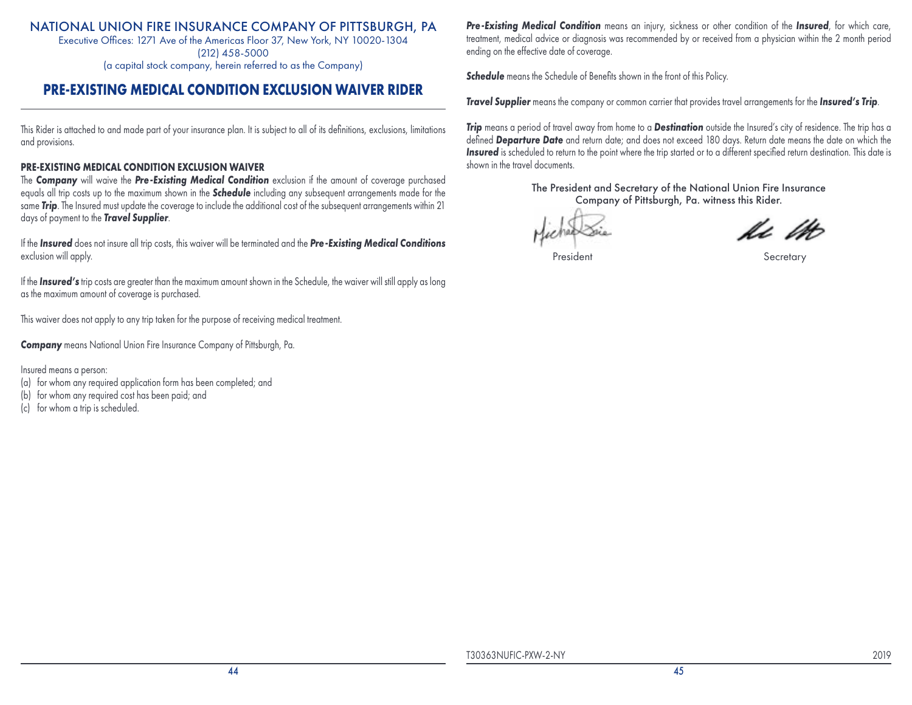NATIONAL UNION FIRE INSURANCE COMPANY OF PITTSBURGH, PA

Executive Offices: 1271 Ave of the Americas Floor 37, New York, NY 10020-1304

(212) 458-5000

(a capital stock company, herein referred to as the Company)

# PRE-EXISTING MEDICAL CONDITION EXCLUSION WAIVER RIDER

This Rider is attached to and made part of your insurance plan. It is subject to all of its definitions, exclusions, limitations and provisions.

## PRE-EXISTING MEDICAL CONDITION EXCLUSION WAIVER

The ***Company*** will waive the ***Pre-Existing Medical Condition*** exclusion if the amount of coverage purchased equals all trip costs up to the maximum shown in the ***Schedule*** including any subsequent arrangements made for the same ***Trip***. The Insured must update the coverage to include the additional cost of the subsequent arrangements within 21 days of payment to the ***Travel Supplier***.

If the ***Insured*** does not insure all trip costs, this waiver will be terminated and the ***Pre-Existing Medical Conditions*** exclusion will apply.

If the ***Insured's*** trip costs are greater than the maximum amount shown in the Schedule, the waiver will still apply as long as the maximum amount of coverage is purchased.

This waiver does not apply to any trip taken for the purpose of receiving medical treatment.

***Company*** means National Union Fire Insurance Company of Pittsburgh, Pa.

Insured means a person:

(a) for whom any required application form has been completed; and
(b) for whom any required cost has been paid; and
(c) for whom a trip is scheduled.

***Pre-Existing Medical Condition*** means an injury, sickness or other condition of the ***Insured***, for which care, treatment, medical advice or diagnosis was recommended by or received from a physician within the 2 month period ending on the effective date of coverage.

***Schedule*** means the Schedule of Benefits shown in the front of this Policy.

***Travel Supplier*** means the company or common carrier that provides travel arrangements for the ***Insured's Trip***.

***Trip*** means a period of travel away from home to a ***Destination*** outside the Insured's city of residence. The trip has a defined ***Departure Date*** and return date; and does not exceed 180 days. Return date means the date on which the ***Insured*** is scheduled to return to the point where the trip started or to a different specified return destination. This date is shown in the travel documents.

The President and Secretary of the National Union Fire Insurance Company of Pittsburgh, Pa. witness this Rider.

President

Secretary

T30363NUFIC-PXW-2-NY 2019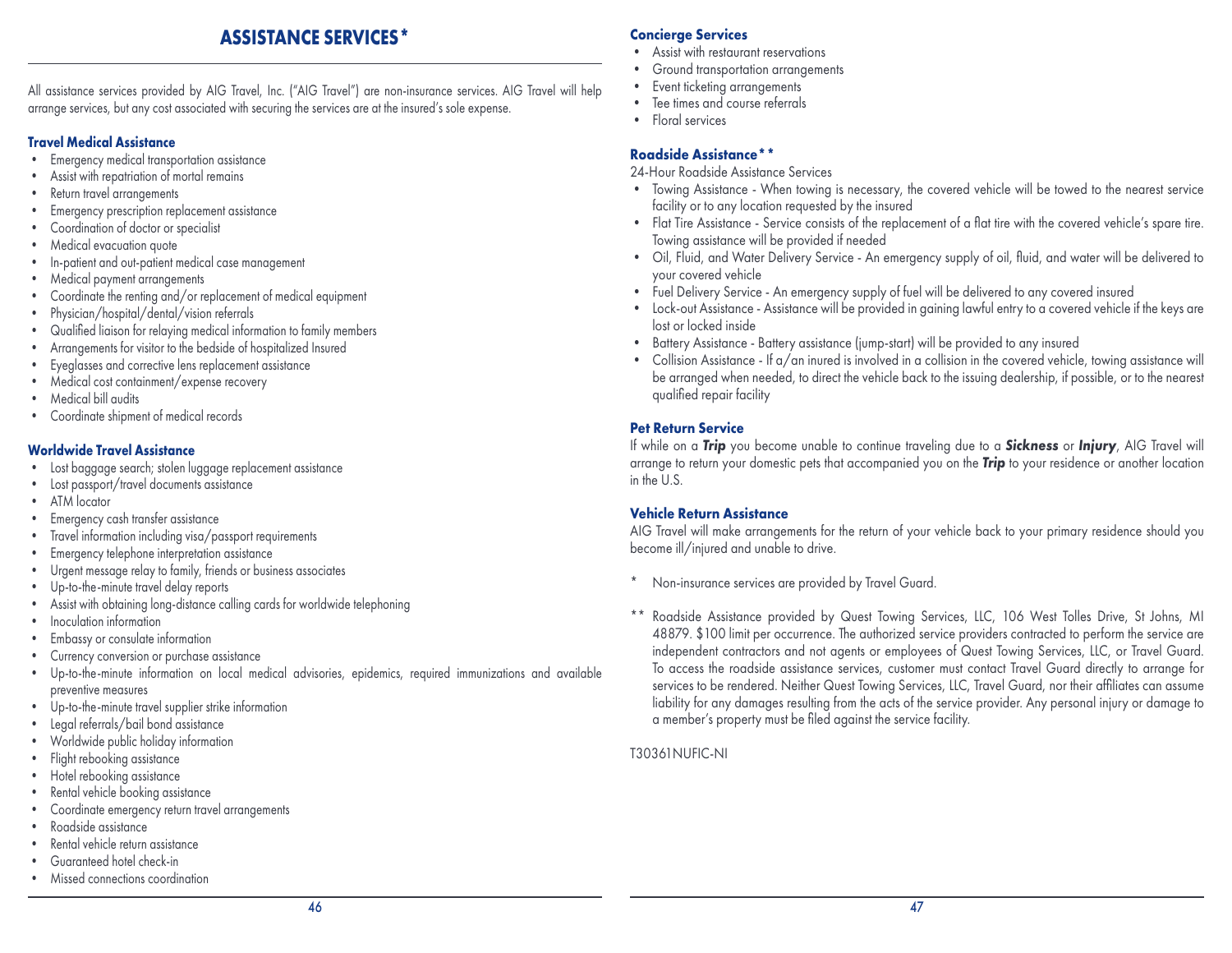# ASSISTANCE SERVICES*

All assistance services provided by AIG Travel, Inc. ("AIG Travel") are non-insurance services. AIG Travel will help arrange services, but any cost associated with securing the services are at the insured's sole expense.

### Travel Medical Assistance

- Emergency medical transportation assistance
- Assist with repatriation of mortal remains
- Return travel arrangements
- Emergency prescription replacement assistance
- Coordination of doctor or specialist
- Medical evacuation quote
- In-patient and out-patient medical case management
- Medical payment arrangements
- Coordinate the renting and/or replacement of medical equipment
- Physician/hospital/dental/vision referrals
- Qualified liaison for relaying medical information to family members
- Arrangements for visitor to the bedside of hospitalized Insured
- Eyeglasses and corrective lens replacement assistance
- Medical cost containment/expense recovery
- Medical bill audits
- Coordinate shipment of medical records

### Worldwide Travel Assistance

- Lost baggage search; stolen luggage replacement assistance
- Lost passport/travel documents assistance
- ATM locator
- Emergency cash transfer assistance
- Travel information including visa/passport requirements
- Emergency telephone interpretation assistance
- Urgent message relay to family, friends or business associates
- Up-to-the-minute travel delay reports
- Assist with obtaining long-distance calling cards for worldwide telephoning
- Inoculation information
- Embassy or consulate information
- Currency conversion or purchase assistance
- Up-to-the-minute information on local medical advisories, epidemics, required immunizations and available preventive measures
- Up-to-the-minute travel supplier strike information
- Legal referrals/bail bond assistance
- Worldwide public holiday information
- Flight rebooking assistance
- Hotel rebooking assistance
- Rental vehicle booking assistance
- Coordinate emergency return travel arrangements
- Roadside assistance
- Rental vehicle return assistance
- Guaranteed hotel check-in
- Missed connections coordination

### Concierge Services

- Assist with restaurant reservations
- Ground transportation arrangements
- Event ticketing arrangements
- Tee times and course referrals
- Floral services

### Roadside Assistance**

24-Hour Roadside Assistance Services

- Towing Assistance - When towing is necessary, the covered vehicle will be towed to the nearest service facility or to any location requested by the insured
- Flat Tire Assistance - Service consists of the replacement of a flat tire with the covered vehicle's spare tire. Towing assistance will be provided if needed
- Oil, Fluid, and Water Delivery Service - An emergency supply of oil, fluid, and water will be delivered to your covered vehicle
- Fuel Delivery Service - An emergency supply of fuel will be delivered to any covered insured
- Lock-out Assistance - Assistance will be provided in gaining lawful entry to a covered vehicle if the keys are lost or locked inside
- Battery Assistance - Battery assistance (jump-start) will be provided to any insured
- Collision Assistance - If a/an inured is involved in a collision in the covered vehicle, towing assistance will be arranged when needed, to direct the vehicle back to the issuing dealership, if possible, or to the nearest qualified repair facility

### Pet Return Service

If while on a ***Trip*** you become unable to continue traveling due to a ***Sickness*** or ***Injury***, AIG Travel will arrange to return your domestic pets that accompanied you on the ***Trip*** to your residence or another location in the U.S.

### Vehicle Return Assistance

AIG Travel will make arrangements for the return of your vehicle back to your primary residence should you become ill/injured and unable to drive.

\* Non-insurance services are provided by Travel Guard.

** Roadside Assistance provided by Quest Towing Services, LLC, 106 West Tolles Drive, St Johns, MI 48879. $100 limit per occurrence. The authorized service providers contracted to perform the service are independent contractors and not agents or employees of Quest Towing Services, LLC, or Travel Guard. To access the roadside assistance services, customer must contact Travel Guard directly to arrange for services to be rendered. Neither Quest Towing Services, LLC, Travel Guard, nor their affiliates can assume liability for any damages resulting from the acts of the service provider. Any personal injury or damage to a member's property must be filed against the service facility.

T30361NUFIC-NI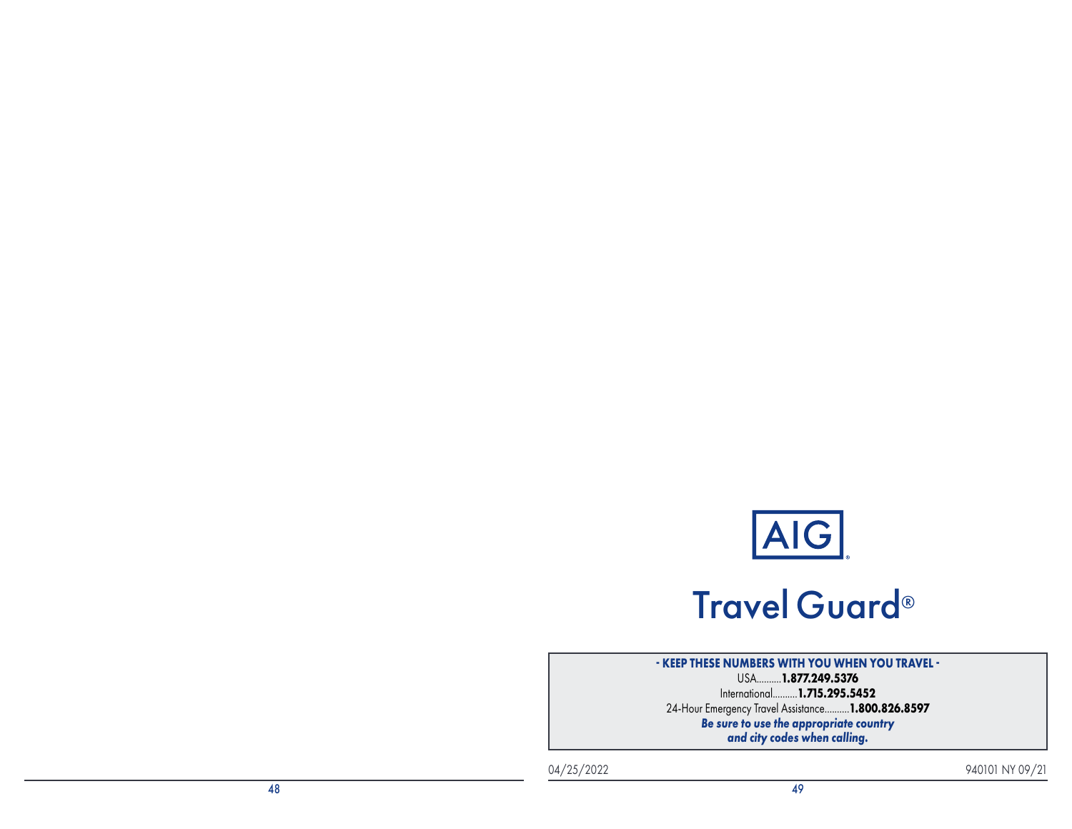AIG

# Travel Guard®

**- KEEP THESE NUMBERS WITH YOU WHEN YOU TRAVEL -**

USA..........**1.877.249.5376**

International..........**1.715.295.5452**

24-Hour Emergency Travel Assistance..........**1.800.826.8597**

***Be sure to use the appropriate country and city codes when calling.***

04/25/2022

940101 NY 09/21